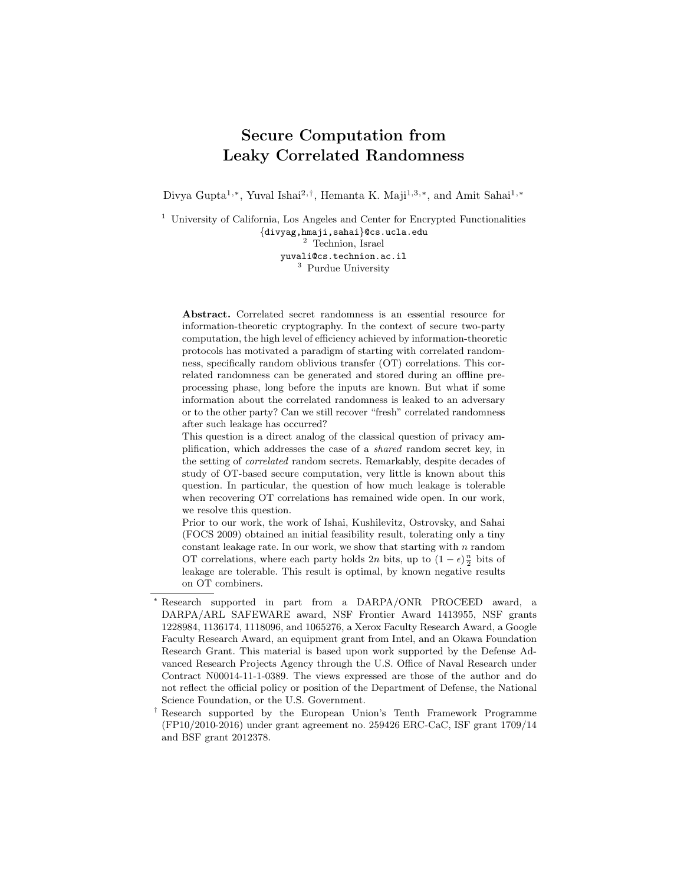# Secure Computation from Leaky Correlated Randomness

Divya Gupta[1,*], Yuval Ishai[2,†], Hemanta K. Maji[1,3,*], and Amit Sahai[1,*]

[1] University of California, Los Angeles and Center for Encrypted Functionalities
{divyag,hmaji,sahai}@cs.ucla.edu
[2] Technion, Israel
yuvali@cs.technion.ac.il
[3] Purdue University

**Abstract.** Correlated secret randomness is an essential resource for information-theoretic cryptography. In the context of secure two-party computation, the high level of efficiency achieved by information-theoretic protocols has motivated a paradigm of starting with correlated randomness, specifically random oblivious transfer (OT) correlations. This correlated randomness can be generated and stored during an offline preprocessing phase, long before the inputs are known. But what if some information about the correlated randomness is leaked to an adversary or to the other party? Can we still recover "fresh" correlated randomness after such leakage has occurred?

This question is a direct analog of the classical question of privacy amplification, which addresses the case of a *shared* random secret key, in the setting of *correlated* random secrets. Remarkably, despite decades of study of OT-based secure computation, very little is known about this question. In particular, the question of how much leakage is tolerable when recovering OT correlations has remained wide open. In our work, we resolve this question.

Prior to our work, the work of Ishai, Kushilevitz, Ostrovsky, and Sahai (FOCS 2009) obtained an initial feasibility result, tolerating only a tiny constant leakage rate. In our work, we show that starting with $n$ random OT correlations, where each party holds $2n$ bits, up to $(1-\epsilon)\frac{n}{2}$ bits of leakage are tolerable. This result is optimal, by known negative results on OT combiners.

---

[*] Research supported in part from a DARPA/ONR PROCEED award, a DARPA/ARL SAFEWARE award, NSF Frontier Award 1413955, NSF grants 1228984, 1136174, 1118096, and 1065276, a Xerox Faculty Research Award, a Google Faculty Research Award, an equipment grant from Intel, and an Okawa Foundation Research Grant. This material is based upon work supported by the Defense Advanced Research Projects Agency through the U.S. Office of Naval Research under Contract N00014-11-1-0389. The views expressed are those of the author and do not reflect the official policy or position of the Department of Defense, the National Science Foundation, or the U.S. Government.

[†] Research supported by the European Union's Tenth Framework Programme (FP10/2010-2016) under grant agreement no. 259426 ERC-CaC, ISF grant 1709/14 and BSF grant 2012378.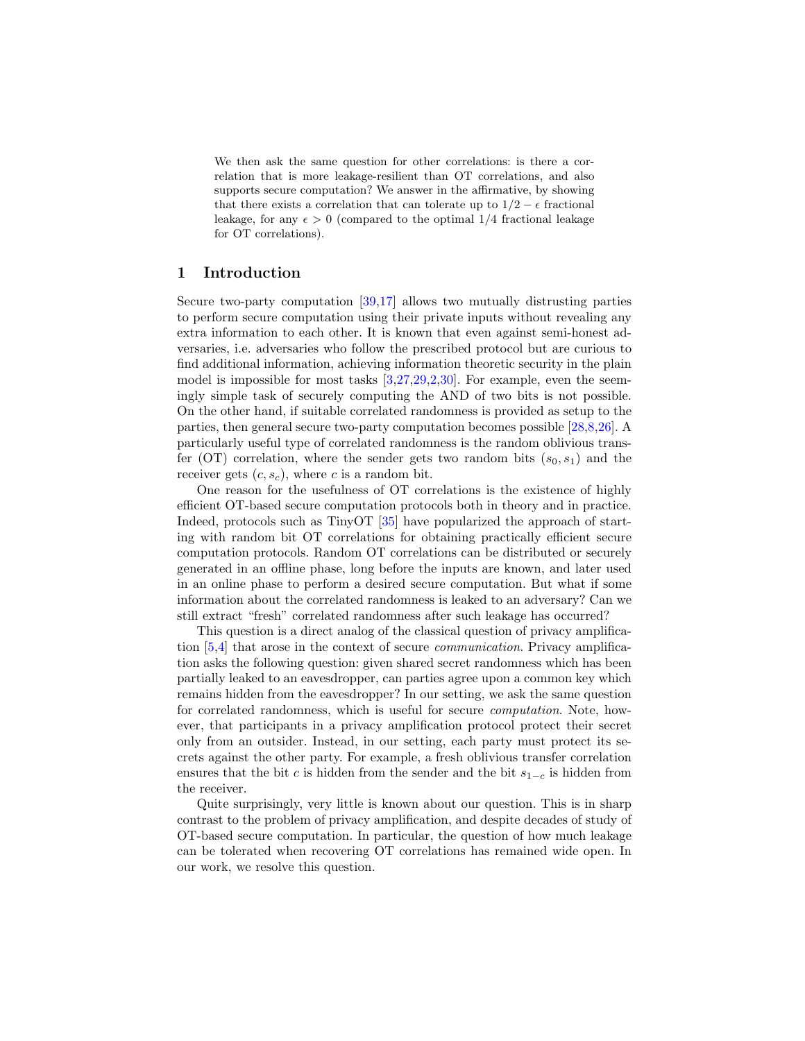We then ask the same question for other correlations: is there a correlation that is more leakage-resilient than OT correlations, and also supports secure computation? We answer in the affirmative, by showing that there exists a correlation that can tolerate up to $1/2 - \epsilon$ fractional leakage, for any $\epsilon > 0$ (compared to the optimal $1/4$ fractional leakage for OT correlations).

## 1 Introduction

Secure two-party computation [39,17] allows two mutually distrusting parties to perform secure computation using their private inputs without revealing any extra information to each other. It is known that even against semi-honest adversaries, i.e. adversaries who follow the prescribed protocol but are curious to find additional information, achieving information theoretic security in the plain model is impossible for most tasks [3,27,29,2,30]. For example, even the seemingly simple task of securely computing the AND of two bits is not possible. On the other hand, if suitable correlated randomness is provided as setup to the parties, then general secure two-party computation becomes possible [28,8,26]. A particularly useful type of correlated randomness is the random oblivious transfer (OT) correlation, where the sender gets two random bits $(s_0, s_1)$ and the receiver gets $(c, s_c)$, where $c$ is a random bit.

One reason for the usefulness of OT correlations is the existence of highly efficient OT-based secure computation protocols both in theory and in practice. Indeed, protocols such as TinyOT [35] have popularized the approach of starting with random bit OT correlations for obtaining practically efficient secure computation protocols. Random OT correlations can be distributed or securely generated in an offline phase, long before the inputs are known, and later used in an online phase to perform a desired secure computation. But what if some information about the correlated randomness is leaked to an adversary? Can we still extract "fresh" correlated randomness after such leakage has occurred?

This question is a direct analog of the classical question of privacy amplification [5,4] that arose in the context of secure *communication*. Privacy amplification asks the following question: given shared secret randomness which has been partially leaked to an eavesdropper, can parties agree upon a common key which remains hidden from the eavesdropper? In our setting, we ask the same question for correlated randomness, which is useful for secure *computation*. Note, however, that participants in a privacy amplification protocol protect their secret only from an outsider. Instead, in our setting, each party must protect its secrets against the other party. For example, a fresh oblivious transfer correlation ensures that the bit $c$ is hidden from the sender and the bit $s_{1-c}$ is hidden from the receiver.

Quite surprisingly, very little is known about our question. This is in sharp contrast to the problem of privacy amplification, and despite decades of study of OT-based secure computation. In particular, the question of how much leakage can be tolerated when recovering OT correlations has remained wide open. In our work, we resolve this question.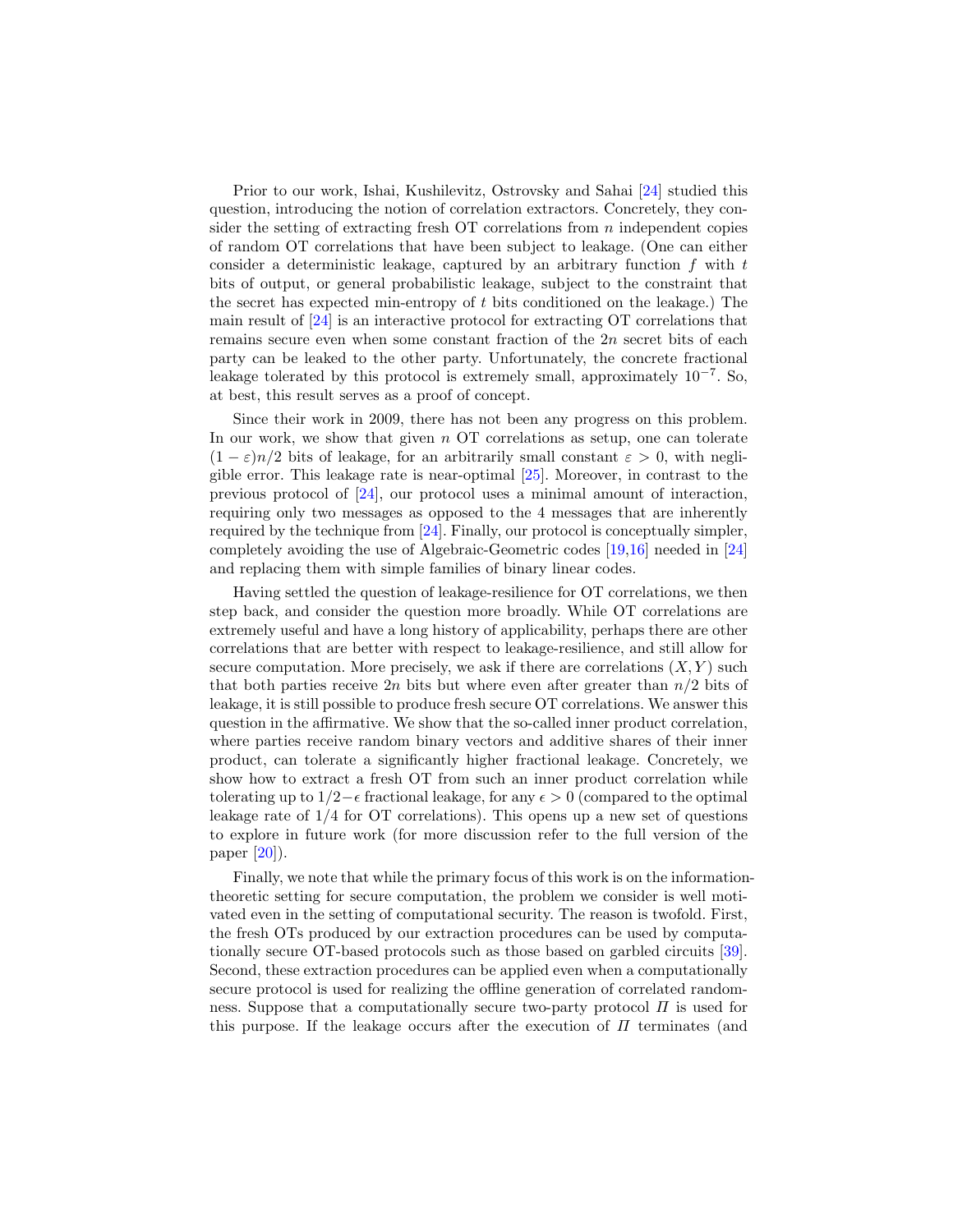Prior to our work, Ishai, Kushilevitz, Ostrovsky and Sahai [24] studied this question, introducing the notion of correlation extractors. Concretely, they consider the setting of extracting fresh OT correlations from $n$ independent copies of random OT correlations that have been subject to leakage. (One can either consider a deterministic leakage, captured by an arbitrary function $f$ with $t$ bits of output, or general probabilistic leakage, subject to the constraint that the secret has expected min-entropy of $t$ bits conditioned on the leakage.) The main result of [24] is an interactive protocol for extracting OT correlations that remains secure even when some constant fraction of the $2n$ secret bits of each party can be leaked to the other party. Unfortunately, the concrete fractional leakage tolerated by this protocol is extremely small, approximately $10^{-7}$. So, at best, this result serves as a proof of concept.

Since their work in 2009, there has not been any progress on this problem. In our work, we show that given $n$ OT correlations as setup, one can tolerate $(1-\varepsilon)n/2$ bits of leakage, for an arbitrarily small constant $\varepsilon > 0$, with negligible error. This leakage rate is near-optimal [25]. Moreover, in contrast to the previous protocol of [24], our protocol uses a minimal amount of interaction, requiring only two messages as opposed to the 4 messages that are inherently required by the technique from [24]. Finally, our protocol is conceptually simpler, completely avoiding the use of Algebraic-Geometric codes [19,16] needed in [24] and replacing them with simple families of binary linear codes.

Having settled the question of leakage-resilience for OT correlations, we then step back, and consider the question more broadly. While OT correlations are extremely useful and have a long history of applicability, perhaps there are other correlations that are better with respect to leakage-resilience, and still allow for secure computation. More precisely, we ask if there are correlations $(X, Y)$ such that both parties receive $2n$ bits but where even after greater than $n/2$ bits of leakage, it is still possible to produce fresh secure OT correlations. We answer this question in the affirmative. We show that the so-called inner product correlation, where parties receive random binary vectors and additive shares of their inner product, can tolerate a significantly higher fractional leakage. Concretely, we show how to extract a fresh OT from such an inner product correlation while tolerating up to $1/2-\epsilon$ fractional leakage, for any $\epsilon > 0$ (compared to the optimal leakage rate of $1/4$ for OT correlations). This opens up a new set of questions to explore in future work (for more discussion refer to the full version of the paper [20]).

Finally, we note that while the primary focus of this work is on the information-theoretic setting for secure computation, the problem we consider is well motivated even in the setting of computational security. The reason is twofold. First, the fresh OTs produced by our extraction procedures can be used by computationally secure OT-based protocols such as those based on garbled circuits [39]. Second, these extraction procedures can be applied even when a computationally secure protocol is used for realizing the offline generation of correlated randomness. Suppose that a computationally secure two-party protocol $\Pi$ is used for this purpose. If the leakage occurs after the execution of $\Pi$ terminates (and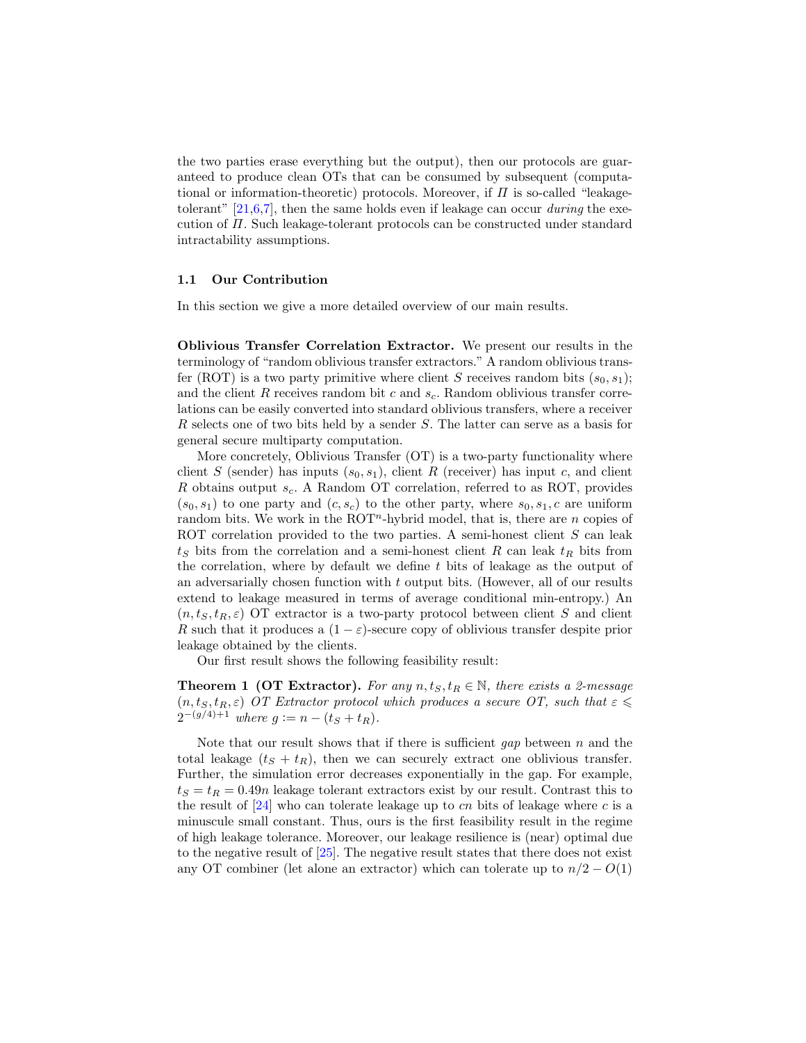the two parties erase everything but the output), then our protocols are guaranteed to produce clean OTs that can be consumed by subsequent (computational or information-theoretic) protocols. Moreover, if $\Pi$ is so-called "leakage-tolerant" [21,6,7], then the same holds even if leakage can occur *during* the execution of $\Pi$. Such leakage-tolerant protocols can be constructed under standard intractability assumptions.

### 1.1 Our Contribution

In this section we give a more detailed overview of our main results.

**Oblivious Transfer Correlation Extractor.** We present our results in the terminology of "random oblivious transfer extractors." A random oblivious transfer (ROT) is a two party primitive where client $S$ receives random bits $(s_0, s_1)$; and the client $R$ receives random bit $c$ and $s_c$. Random oblivious transfer correlations can be easily converted into standard oblivious transfers, where a receiver $R$ selects one of two bits held by a sender $S$. The latter can serve as a basis for general secure multiparty computation.

More concretely, Oblivious Transfer (OT) is a two-party functionality where client $S$ (sender) has inputs $(s_0, s_1)$, client $R$ (receiver) has input $c$, and client $R$ obtains output $s_c$. A Random OT correlation, referred to as ROT, provides $(s_0, s_1)$ to one party and $(c, s_c)$ to the other party, where $s_0, s_1, c$ are uniform random bits. We work in the $\mathrm{ROT}^n$-hybrid model, that is, there are $n$ copies of ROT correlation provided to the two parties. A semi-honest client $S$ can leak $t_S$ bits from the correlation and a semi-honest client $R$ can leak $t_R$ bits from the correlation, where by default we define $t$ bits of leakage as the output of an adversarially chosen function with $t$ output bits. (However, all of our results extend to leakage measured in terms of average conditional min-entropy.) An $(n, t_S, t_R, \varepsilon)$ OT extractor is a two-party protocol between client $S$ and client $R$ such that it produces a $(1 - \varepsilon)$-secure copy of oblivious transfer despite prior leakage obtained by the clients.

Our first result shows the following feasibility result:

**Theorem 1 (OT Extractor).** *For any $n, t_S, t_R \in \mathbb{N}$, there exists a 2-message $(n, t_S, t_R, \varepsilon)$ OT Extractor protocol which produces a secure OT, such that $\varepsilon \leqslant 2^{-(g/4)+1}$ where $g := n - (t_S + t_R)$.*

Note that our result shows that if there is sufficient *gap* between $n$ and the total leakage $(t_S + t_R)$, then we can securely extract one oblivious transfer. Further, the simulation error decreases exponentially in the gap. For example, $t_S = t_R = 0.49n$ leakage tolerant extractors exist by our result. Contrast this to the result of [24] who can tolerate leakage up to $cn$ bits of leakage where $c$ is a minuscule small constant. Thus, ours is the first feasibility result in the regime of high leakage tolerance. Moreover, our leakage resilience is (near) optimal due to the negative result of [25]. The negative result states that there does not exist any OT combiner (let alone an extractor) which can tolerate up to $n/2 - O(1)$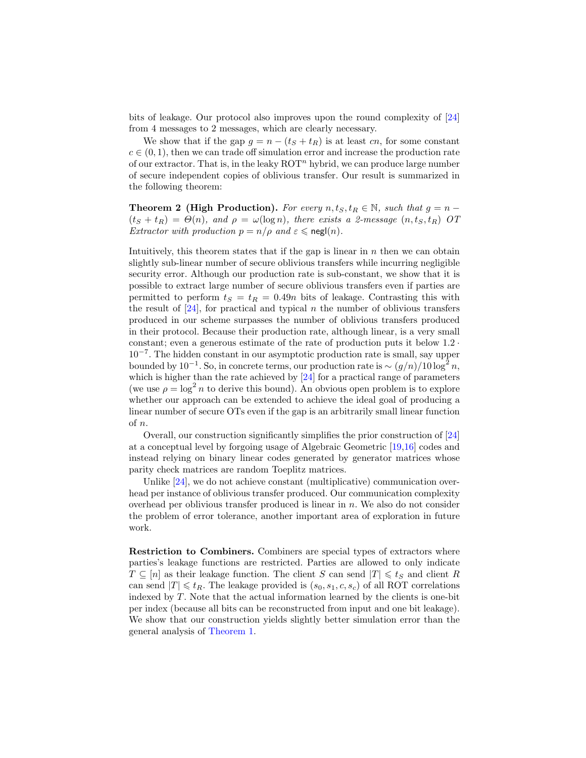bits of leakage. Our protocol also improves upon the round complexity of [24] from 4 messages to 2 messages, which are clearly necessary.

We show that if the gap $g = n - (t_S + t_R)$ is at least $cn$, for some constant $c \in (0, 1)$, then we can trade off simulation error and increase the production rate of our extractor. That is, in the leaky $\mathrm{ROT}^n$ hybrid, we can produce large number of secure independent copies of oblivious transfer. Our result is summarized in the following theorem:

**Theorem 2 (High Production).** *For every $n, t_S, t_R \in \mathbb{N}$, such that $g = n - (t_S + t_R) = \Theta(n)$, and $\rho = \omega(\log n)$, there exists a 2-message $(n, t_S, t_R)$ OT Extractor with production $p = n/\rho$ and $\varepsilon \leqslant \mathsf{negl}(n)$.*

Intuitively, this theorem states that if the gap is linear in $n$ then we can obtain slightly sub-linear number of secure oblivious transfers while incurring negligible security error. Although our production rate is sub-constant, we show that it is possible to extract large number of secure oblivious transfers even if parties are permitted to perform $t_S = t_R = 0.49n$ bits of leakage. Contrasting this with the result of [24], for practical and typical $n$ the number of oblivious transfers produced in our scheme surpasses the number of oblivious transfers produced in their protocol. Because their production rate, although linear, is a very small constant; even a generous estimate of the rate of production puts it below $1.2 \cdot 10^{-7}$. The hidden constant in our asymptotic production rate is small, say upper bounded by $10^{-1}$. So, in concrete terms, our production rate is $\sim (g/n)/10 \log^2 n$, which is higher than the rate achieved by [24] for a practical range of parameters (we use $\rho = \log^2 n$ to derive this bound). An obvious open problem is to explore whether our approach can be extended to achieve the ideal goal of producing a linear number of secure OTs even if the gap is an arbitrarily small linear function of $n$.

Overall, our construction significantly simplifies the prior construction of [24] at a conceptual level by forgoing usage of Algebraic Geometric [19,16] codes and instead relying on binary linear codes generated by generator matrices whose parity check matrices are random Toeplitz matrices.

Unlike [24], we do not achieve constant (multiplicative) communication overhead per instance of oblivious transfer produced. Our communication complexity overhead per oblivious transfer produced is linear in $n$. We also do not consider the problem of error tolerance, another important area of exploration in future work.

**Restriction to Combiners.** Combiners are special types of extractors where parties's leakage functions are restricted. Parties are allowed to only indicate $T \subseteq [n]$ as their leakage function. The client $S$ can send $|T| \leqslant t_S$ and client $R$ can send $|T| \leqslant t_R$. The leakage provided is $(s_0, s_1, c, s_c)$ of all ROT correlations indexed by $T$. Note that the actual information learned by the clients is one-bit per index (because all bits can be reconstructed from input and one bit leakage). We show that our construction yields slightly better simulation error than the general analysis of Theorem 1.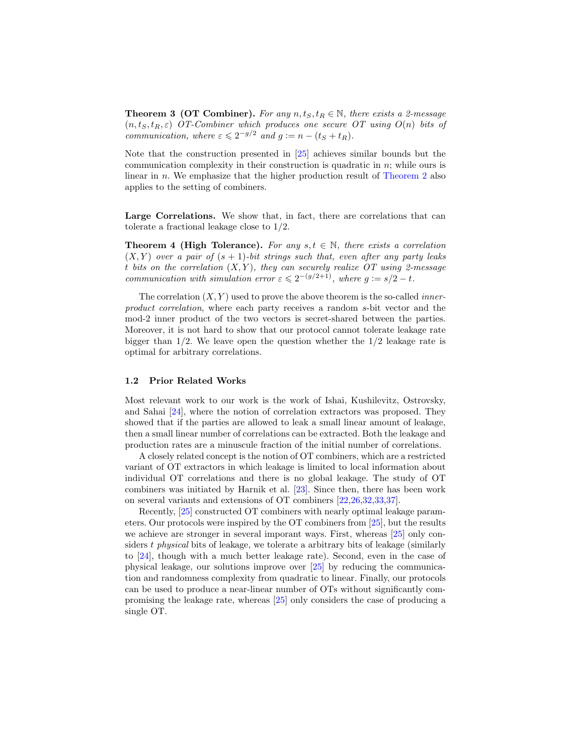**Theorem 3 (OT Combiner).** *For any $n, t_S, t_R \in \mathbb{N}$, there exists a 2-message $(n, t_S, t_R, \varepsilon)$ OT-Combiner which produces one secure OT using $O(n)$ bits of communication, where $\varepsilon \leqslant 2^{-g/2}$ and $g := n - (t_S + t_R)$.*

Note that the construction presented in [25] achieves similar bounds but the communication complexity in their construction is quadratic in $n$; while ours is linear in $n$. We emphasize that the higher production result of Theorem 2 also applies to the setting of combiners.

**Large Correlations.** We show that, in fact, there are correlations that can tolerate a fractional leakage close to 1/2.

**Theorem 4 (High Tolerance).** *For any $s, t \in \mathbb{N}$, there exists a correlation $(X, Y)$ over a pair of $(s+1)$-bit strings such that, even after any party leaks $t$ bits on the correlation $(X, Y)$, they can securely realize OT using 2-message communication with simulation error $\varepsilon \leqslant 2^{-(g/2+1)}$, where $g := s/2 - t$.*

The correlation $(X, Y)$ used to prove the above theorem is the so-called *inner-product correlation*, where each party receives a random $s$-bit vector and the mod-2 inner product of the two vectors is secret-shared between the parties. Moreover, it is not hard to show that our protocol cannot tolerate leakage rate bigger than 1/2. We leave open the question whether the 1/2 leakage rate is optimal for arbitrary correlations.

### 1.2 Prior Related Works

Most relevant work to our work is the work of Ishai, Kushilevitz, Ostrovsky, and Sahai [24], where the notion of correlation extractors was proposed. They showed that if the parties are allowed to leak a small linear amount of leakage, then a small linear number of correlations can be extracted. Both the leakage and production rates are a minuscule fraction of the initial number of correlations.

A closely related concept is the notion of OT combiners, which are a restricted variant of OT extractors in which leakage is limited to local information about individual OT correlations and there is no global leakage. The study of OT combiners was initiated by Harnik et al. [23]. Since then, there has been work on several variants and extensions of OT combiners [22,26,32,33,37].

Recently, [25] constructed OT combiners with nearly optimal leakage parameters. Our protocols were inspired by the OT combiners from [25], but the results we achieve are stronger in several imporant ways. First, whereas [25] only considers $t$ *physical* bits of leakage, we tolerate a arbitrary bits of leakage (similarly to [24], though with a much better leakage rate). Second, even in the case of physical leakage, our solutions improve over [25] by reducing the communication and randomness complexity from quadratic to linear. Finally, our protocols can be used to produce a near-linear number of OTs without significantly compromising the leakage rate, whereas [25] only considers the case of producing a single OT.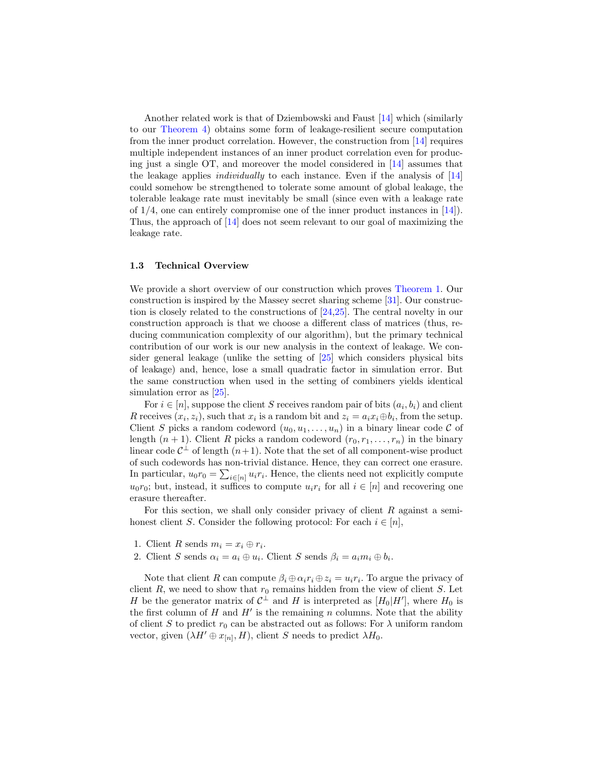Another related work is that of Dziembowski and Faust [14] which (similarly to our Theorem 4) obtains some form of leakage-resilient secure computation from the inner product correlation. However, the construction from [14] requires multiple independent instances of an inner product correlation even for producing just a single OT, and moreover the model considered in [14] assumes that the leakage applies *individually* to each instance. Even if the analysis of [14] could somehow be strengthened to tolerate some amount of global leakage, the tolerable leakage rate must inevitably be small (since even with a leakage rate of $1/4$, one can entirely compromise one of the inner product instances in [14]). Thus, the approach of [14] does not seem relevant to our goal of maximizing the leakage rate.

### 1.3 Technical Overview

We provide a short overview of our construction which proves Theorem 1. Our construction is inspired by the Massey secret sharing scheme [31]. Our construction is closely related to the constructions of [24,25]. The central novelty in our construction approach is that we choose a different class of matrices (thus, reducing communication complexity of our algorithm), but the primary technical contribution of our work is our new analysis in the context of leakage. We consider general leakage (unlike the setting of [25] which considers physical bits of leakage) and, hence, lose a small quadratic factor in simulation error. But the same construction when used in the setting of combiners yields identical simulation error as [25].

For $i \in [n]$, suppose the client $S$ receives random pair of bits $(a_i, b_i)$ and client $R$ receives $(x_i, z_i)$, such that $x_i$ is a random bit and $z_i = a_i x_i \oplus b_i$, from the setup. Client $S$ picks a random codeword $(u_0, u_1, \dots, u_n)$ in a binary linear code $\mathcal{C}$ of length $(n+1)$. Client $R$ picks a random codeword $(r_0, r_1, \dots, r_n)$ in the binary linear code $\mathcal{C}^\perp$ of length $(n+1)$. Note that the set of all component-wise product of such codewords has non-trivial distance. Hence, they can correct one erasure. In particular, $u_0 r_0 = \sum_{i \in [n]} u_i r_i$. Hence, the clients need not explicitly compute $u_0 r_0$; but, instead, it suffices to compute $u_i r_i$ for all $i \in [n]$ and recovering one erasure thereafter.

For this section, we shall only consider privacy of client $R$ against a semi-honest client $S$. Consider the following protocol: For each $i \in [n]$,

1. Client $R$ sends $m_i = x_i \oplus r_i$.
2. Client $S$ sends $\alpha_i = a_i \oplus u_i$. Client $S$ sends $\beta_i = a_i m_i \oplus b_i$.

Note that client $R$ can compute $\beta_i \oplus \alpha_i r_i \oplus z_i = u_i r_i$. To argue the privacy of client $R$, we need to show that $r_0$ remains hidden from the view of client $S$. Let $H$ be the generator matrix of $\mathcal{C}^\perp$ and $H$ is interpreted as $[H_0 | H']$, where $H_0$ is the first column of $H$ and $H'$ is the remaining $n$ columns. Note that the ability of client $S$ to predict $r_0$ can be abstracted out as follows: For $\lambda$ uniform random vector, given $(\lambda H' \oplus x_{[n]}, H)$, client $S$ needs to predict $\lambda H_0$.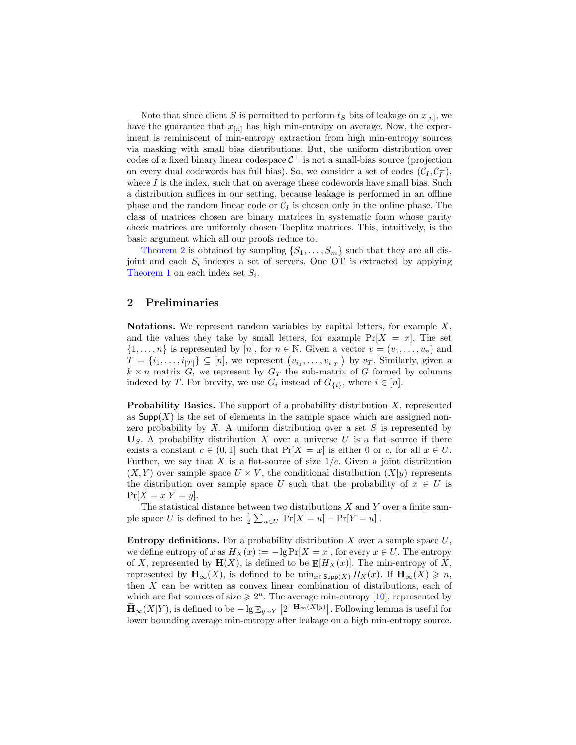Note that since client $S$ is permitted to perform $t_S$ bits of leakage on $x_{[n]}$, we have the guarantee that $x_{[n]}$ has high min-entropy on average. Now, the experiment is reminiscent of min-entropy extraction from high min-entropy sources via masking with small bias distributions. But, the uniform distribution over codes of a fixed binary linear codespace $\mathcal{C}^\perp$ is not a small-bias source (projection on every dual codewords has full bias). So, we consider a set of codes $(\mathcal{C}_I, \mathcal{C}_I^\perp)$, where $I$ is the index, such that on average these codewords have small bias. Such a distribution suffices in our setting, because leakage is performed in an offline phase and the random linear code or $\mathcal{C}_I$ is chosen only in the online phase. The class of matrices chosen are binary matrices in systematic form whose parity check matrices are uniformly chosen Toeplitz matrices. This, intuitively, is the basic argument which all our proofs reduce to.

Theorem 2 is obtained by sampling $\{S_1, \ldots, S_m\}$ such that they are all disjoint and each $S_i$ indexes a set of servers. One OT is extracted by applying Theorem 1 on each index set $S_i$.

## 2 Preliminaries

**Notations.** We represent random variables by capital letters, for example $X$, and the values they take by small letters, for example $\Pr[X = x]$. The set $\{1, \ldots, n\}$ is represented by $[n]$, for $n \in \mathbb{N}$. Given a vector $v = (v_1, \ldots, v_n)$ and $T = \{i_1, \ldots, i_{|T|}\} \subseteq [n]$, we represent $\left(v_{i_1}, \ldots, v_{i_{|T|}}\right)$ by $v_T$. Similarly, given a $k \times n$ matrix $G$, we represent by $G_T$ the sub-matrix of $G$ formed by columns indexed by $T$. For brevity, we use $G_i$ instead of $G_{\{i\}}$, where $i \in [n]$.

**Probability Basics.** The support of a probability distribution $X$, represented as $\mathsf{Supp}(X)$ is the set of elements in the sample space which are assigned non-zero probability by $X$. A uniform distribution over a set $S$ is represented by $\mathbf{U}_S$. A probability distribution $X$ over a universe $U$ is a flat source if there exists a constant $c \in (0, 1]$ such that $\Pr[X = x]$ is either 0 or $c$, for all $x \in U$. Further, we say that $X$ is a flat-source of size $1/c$. Given a joint distribution $(X, Y)$ over sample space $U \times V$, the conditional distribution $(X|y)$ represents the distribution over sample space $U$ such that the probability of $x \in U$ is $\Pr[X = x | Y = y]$.

The statistical distance between two distributions $X$ and $Y$ over a finite sample space $U$ is defined to be: $\frac{1}{2}\sum_{u \in U} |\Pr[X = u] - \Pr[Y = u]|$.

**Entropy definitions.** For a probability distribution $X$ over a sample space $U$, we define entropy of $x$ as $H_X(x) := -\lg \Pr[X = x]$, for every $x \in U$. The entropy of $X$, represented by $\mathbf{H}(X)$, is defined to be $\mathbb{E}[H_X(x)]$. The min-entropy of $X$, represented by $\mathbf{H}_\infty(X)$, is defined to be $\min_{x \in \mathsf{Supp}(X)} H_X(x)$. If $\mathbf{H}_\infty(X) \geqslant n$, then $X$ can be written as convex linear combination of distributions, each of which are flat sources of size $\geqslant 2^n$. The average min-entropy [10], represented by $\widetilde{\mathbf{H}}_\infty(X|Y)$, is defined to be $-\lg \mathbb{E}_{y \sim Y}\left[2^{-\mathbf{H}_\infty(X|y)}\right]$. Following lemma is useful for lower bounding average min-entropy after leakage on a high min-entropy source.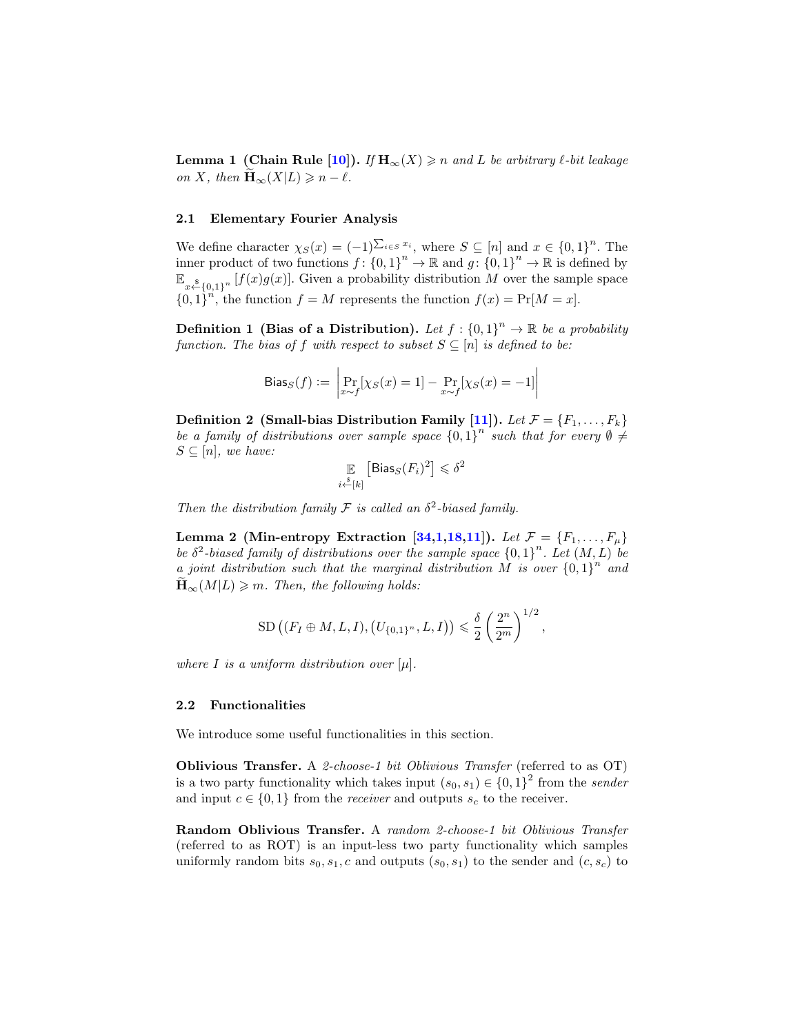**Lemma 1 (Chain Rule [10]).** *If $\mathbf{H}_\infty(X) \geqslant n$ and $L$ be arbitrary $\ell$-bit leakage on $X$, then $\widetilde{\mathbf{H}}_\infty(X|L) \geqslant n - \ell$.*

### 2.1 Elementary Fourier Analysis

We define character $\chi_S(x) = (-1)^{\sum_{i \in S} x_i}$, where $S \subseteq [n]$ and $x \in \{0,1\}^n$. The inner product of two functions $f\colon \{0,1\}^n \to \mathbb{R}$ and $g\colon \{0,1\}^n \to \mathbb{R}$ is defined by $\mathbb{E}_{x \xleftarrow{\$} \{0,1\}^n}[f(x)g(x)]$. Given a probability distribution $M$ over the sample space $\{0,1\}^n$, the function $f = M$ represents the function $f(x) = \Pr[M = x]$.

**Definition 1 (Bias of a Distribution).** *Let $f : \{0,1\}^n \to \mathbb{R}$ be a probability function. The bias of $f$ with respect to subset $S \subseteq [n]$ is defined to be:*

$$\mathsf{Bias}_S(f) := \left| \Pr_{x \sim f}[\chi_S(x) = 1] - \Pr_{x \sim f}[\chi_S(x) = -1] \right|$$

**Definition 2 (Small-bias Distribution Family [11]).** *Let $\mathcal{F} = \{F_1, \ldots, F_k\}$ be a family of distributions over sample space $\{0,1\}^n$ such that for every $\emptyset \neq S \subseteq [n]$, we have:*

$$\mathop{\mathbb{E}}_{i \xleftarrow{\$} [k]} \left[ \mathsf{Bias}_S(F_i)^2 \right] \leqslant \delta^2$$

*Then the distribution family $\mathcal{F}$ is called an $\delta^2$-biased family.*

**Lemma 2 (Min-entropy Extraction [34,1,18,11]).** *Let $\mathcal{F} = \{F_1, \ldots, F_\mu\}$ be $\delta^2$-biased family of distributions over the sample space $\{0,1\}^n$. Let $(M, L)$ be a joint distribution such that the marginal distribution $M$ is over $\{0,1\}^n$ and $\widetilde{\mathbf{H}}_\infty(M|L) \geqslant m$. Then, the following holds:*

$$\mathrm{SD}\left( (F_I \oplus M, L, I), (U_{\{0,1\}^n}, L, I) \right) \leqslant \frac{\delta}{2} \left( \frac{2^n}{2^m} \right)^{1/2},$$

*where $I$ is a uniform distribution over $[\mu]$.*

### 2.2 Functionalities

We introduce some useful functionalities in this section.

**Oblivious Transfer.** A *2-choose-1 bit Oblivious Transfer* (referred to as OT) is a two party functionality which takes input $(s_0, s_1) \in \{0,1\}^2$ from the *sender* and input $c \in \{0,1\}$ from the *receiver* and outputs $s_c$ to the receiver.

**Random Oblivious Transfer.** A *random 2-choose-1 bit Oblivious Transfer* (referred to as ROT) is an input-less two party functionality which samples uniformly random bits $s_0, s_1, c$ and outputs $(s_0, s_1)$ to the sender and $(c, s_c)$ to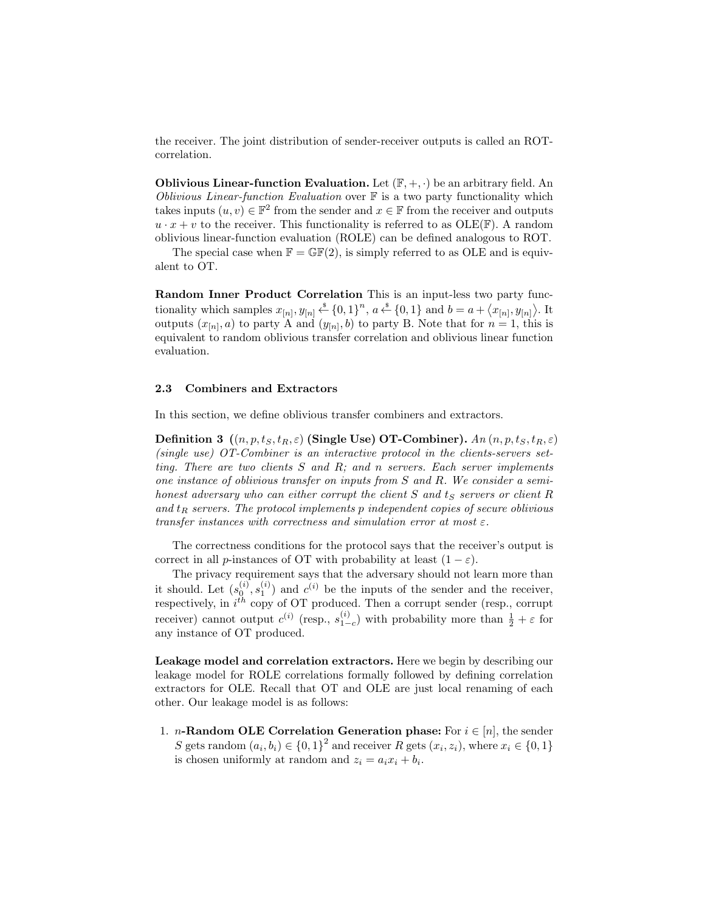the receiver. The joint distribution of sender-receiver outputs is called an ROT-correlation.

**Oblivious Linear-function Evaluation.** Let $(\mathbb{F}, +, \cdot)$ be an arbitrary field. An *Oblivious Linear-function Evaluation* over $\mathbb{F}$ is a two party functionality which takes inputs $(u, v) \in \mathbb{F}^2$ from the sender and $x \in \mathbb{F}$ from the receiver and outputs $u \cdot x + v$ to the receiver. This functionality is referred to as OLE($\mathbb{F}$). A random oblivious linear-function evaluation (ROLE) can be defined analogous to ROT.

The special case when $\mathbb{F} = \mathbb{GF}(2)$, is simply referred to as OLE and is equivalent to OT.

**Random Inner Product Correlation** This is an input-less two party functionality which samples $x_{[n]}, y_{[n]} \xleftarrow{\$} \{0,1\}^n$, $a \xleftarrow{\$} \{0,1\}$ and $b = a + \langle x_{[n]}, y_{[n]} \rangle$. It outputs $(x_{[n]}, a)$ to party A and $(y_{[n]}, b)$ to party B. Note that for $n = 1$, this is equivalent to random oblivious transfer correlation and oblivious linear function evaluation.

### 2.3 Combiners and Extractors

In this section, we define oblivious transfer combiners and extractors.

**Definition 3 ($(n, p, t_S, t_R, \varepsilon)$ (Single Use) OT-Combiner).** *An $(n, p, t_S, t_R, \varepsilon)$ (single use) OT-Combiner is an interactive protocol in the clients-servers setting. There are two clients S and R; and n servers. Each server implements one instance of oblivious transfer on inputs from S and R. We consider a semi-honest adversary who can either corrupt the client S and $t_S$ servers or client R and $t_R$ servers. The protocol implements p independent copies of secure oblivious transfer instances with correctness and simulation error at most $\varepsilon$.*

The correctness conditions for the protocol says that the receiver's output is correct in all $p$-instances of OT with probability at least $(1 - \varepsilon)$.

The privacy requirement says that the adversary should not learn more than it should. Let $(s_0^{(i)}, s_1^{(i)})$ and $c^{(i)}$ be the inputs of the sender and the receiver, respectively, in $i^{th}$ copy of OT produced. Then a corrupt sender (resp., corrupt receiver) cannot output $c^{(i)}$ (resp., $s_{1-c}^{(i)}$) with probability more than $\frac{1}{2} + \varepsilon$ for any instance of OT produced.

**Leakage model and correlation extractors.** Here we begin by describing our leakage model for ROLE correlations formally followed by defining correlation extractors for OLE. Recall that OT and OLE are just local renaming of each other. Our leakage model is as follows:

1. **$n$-Random OLE Correlation Generation phase:** For $i \in [n]$, the sender $S$ gets random $(a_i, b_i) \in \{0,1\}^2$ and receiver $R$ gets $(x_i, z_i)$, where $x_i \in \{0,1\}$ is chosen uniformly at random and $z_i = a_i x_i + b_i$.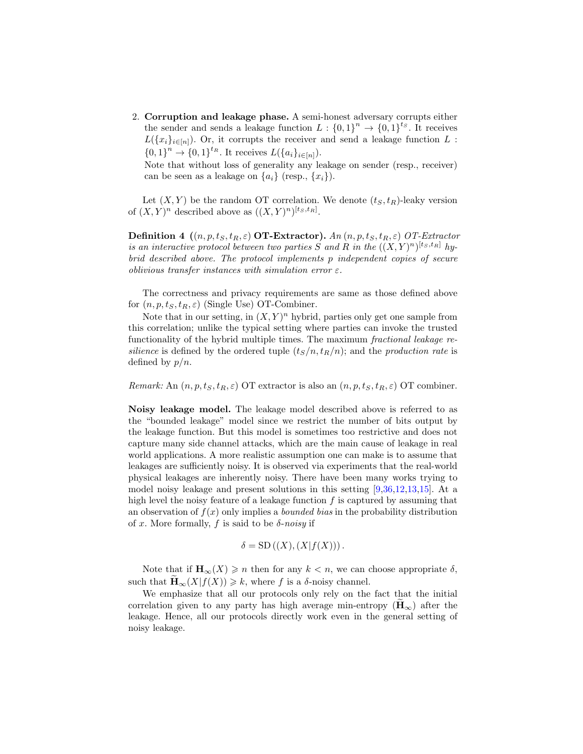2. **Corruption and leakage phase.** A semi-honest adversary corrupts either the sender and sends a leakage function $L : \{0,1\}^n \to \{0,1\}^{t_S}$. It receives $L(\{x_i\}_{i\in[n]})$. Or, it corrupts the receiver and send a leakage function $L : \{0,1\}^n \to \{0,1\}^{t_R}$. It receives $L(\{a_i\}_{i\in[n]})$.
   Note that without loss of generality any leakage on sender (resp., receiver) can be seen as a leakage on $\{a_i\}$ (resp., $\{x_i\}$).

Let $(X,Y)$ be the random OT correlation. We denote $(t_S, t_R)$-leaky version of $(X,Y)^n$ described above as $((X,Y)^n)^{[t_S,t_R]}$.

**Definition 4 ($(n,p,t_S,t_R,\varepsilon)$ OT-Extractor).** *An $(n,p,t_S,t_R,\varepsilon)$ OT-Extractor is an interactive protocol between two parties $S$ and $R$ in the $((X,Y)^n)^{[t_S,t_R]}$ hybrid described above. The protocol implements $p$ independent copies of secure oblivious transfer instances with simulation error $\varepsilon$.*

The correctness and privacy requirements are same as those defined above for $(n,p,t_S,t_R,\varepsilon)$ (Single Use) OT-Combiner.

Note that in our setting, in $(X,Y)^n$ hybrid, parties only get one sample from this correlation; unlike the typical setting where parties can invoke the trusted functionality of the hybrid multiple times. The maximum *fractional leakage resilience* is defined by the ordered tuple $(t_S/n, t_R/n)$; and the *production rate* is defined by $p/n$.

*Remark:* An $(n,p,t_S,t_R,\varepsilon)$ OT extractor is also an $(n,p,t_S,t_R,\varepsilon)$ OT combiner.

**Noisy leakage model.** The leakage model described above is referred to as the "bounded leakage" model since we restrict the number of bits output by the leakage function. But this model is sometimes too restrictive and does not capture many side channel attacks, which are the main cause of leakage in real world applications. A more realistic assumption one can make is to assume that leakages are sufficiently noisy. It is observed via experiments that the real-world physical leakages are inherently noisy. There have been many works trying to model noisy leakage and present solutions in this setting [9,36,12,13,15]. At a high level the noisy feature of a leakage function $f$ is captured by assuming that an observation of $f(x)$ only implies a *bounded bias* in the probability distribution of $x$. More formally, $f$ is said to be *$\delta$-noisy* if

$$\delta = \mathrm{SD}\left((X),(X|f(X))\right).$$

Note that if $\mathbf{H}_\infty(X) \geqslant n$ then for any $k < n$, we can choose appropriate $\delta$, such that $\widetilde{\mathbf{H}}_\infty(X|f(X)) \geqslant k$, where $f$ is a $\delta$-noisy channel.

We emphasize that all our protocols only rely on the fact that the initial correlation given to any party has high average min-entropy ($\widetilde{\mathbf{H}}_\infty$) after the leakage. Hence, all our protocols directly work even in the general setting of noisy leakage.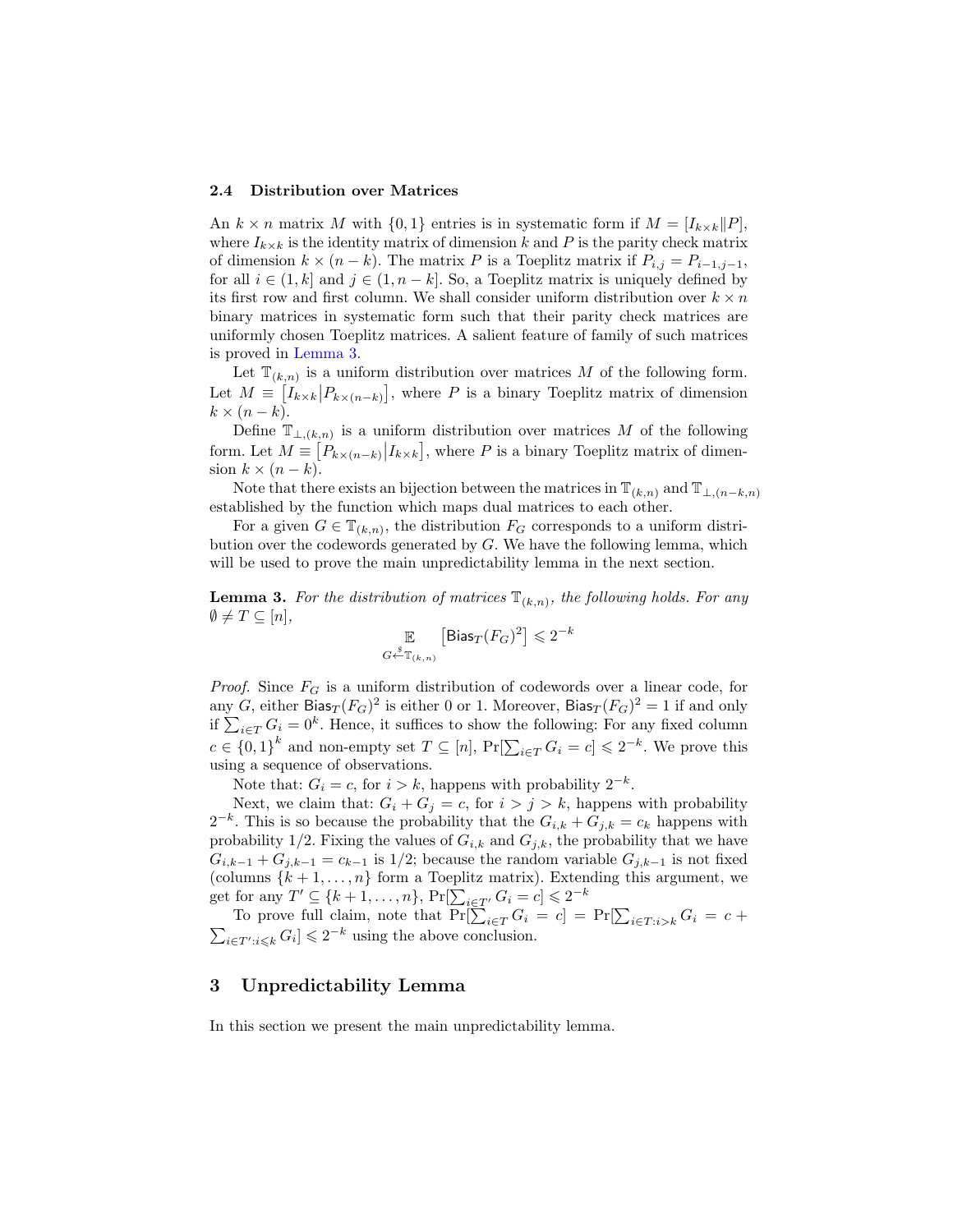### 2.4 Distribution over Matrices

An $k \times n$ matrix $M$ with $\{0,1\}$ entries is in systematic form if $M = [I_{k\times k} \| P]$, where $I_{k\times k}$ is the identity matrix of dimension $k$ and $P$ is the parity check matrix of dimension $k \times (n-k)$. The matrix $P$ is a Toeplitz matrix if $P_{i,j} = P_{i-1,j-1}$, for all $i \in (1,k]$ and $j \in (1, n-k]$. So, a Toeplitz matrix is uniquely defined by its first row and first column. We shall consider uniform distribution over $k \times n$ binary matrices in systematic form such that their parity check matrices are uniformly chosen Toeplitz matrices. A salient feature of family of such matrices is proved in Lemma 3.

Let $\mathbb{T}_{(k,n)}$ is a uniform distribution over matrices $M$ of the following form. Let $M \equiv \left[I_{k\times k} \middle| P_{k\times(n-k)}\right]$, where $P$ is a binary Toeplitz matrix of dimension $k \times (n-k)$.

Define $\mathbb{T}_{\perp,(k,n)}$ is a uniform distribution over matrices $M$ of the following form. Let $M \equiv \left[P_{k\times(n-k)} \middle| I_{k\times k}\right]$, where $P$ is a binary Toeplitz matrix of dimension $k \times (n-k)$.

Note that there exists an bijection between the matrices in $\mathbb{T}_{(k,n)}$ and $\mathbb{T}_{\perp,(n-k,n)}$ established by the function which maps dual matrices to each other.

For a given $G \in \mathbb{T}_{(k,n)}$, the distribution $F_G$ corresponds to a uniform distribution over the codewords generated by $G$. We have the following lemma, which will be used to prove the main unpredictability lemma in the next section.

**Lemma 3.** *For the distribution of matrices $\mathbb{T}_{(k,n)}$, the following holds. For any $\emptyset \neq T \subseteq [n]$,*

$$\mathop{\mathbb{E}}_{G \xleftarrow{\$} \mathbb{T}_{(k,n)}} \left[\mathsf{Bias}_T(F_G)^2\right] \leqslant 2^{-k}$$

*Proof.* Since $F_G$ is a uniform distribution of codewords over a linear code, for any $G$, either $\mathsf{Bias}_T(F_G)^2$ is either 0 or 1. Moreover, $\mathsf{Bias}_T(F_G)^2 = 1$ if and only if $\sum_{i\in T} G_i = 0^k$. Hence, it suffices to show the following: For any fixed column $c \in \{0,1\}^k$ and non-empty set $T \subseteq [n]$, $\Pr[\sum_{i\in T} G_i = c] \leqslant 2^{-k}$. We prove this using a sequence of observations.

Note that: $G_i = c$, for $i > k$, happens with probability $2^{-k}$.

Next, we claim that: $G_i + G_j = c$, for $i > j > k$, happens with probability $2^{-k}$. This is so because the probability that the $G_{i,k} + G_{j,k} = c_k$ happens with probability $1/2$. Fixing the values of $G_{i,k}$ and $G_{j,k}$, the probability that we have $G_{i,k-1} + G_{j,k-1} = c_{k-1}$ is $1/2$; because the random variable $G_{j,k-1}$ is not fixed (columns $\{k+1,\ldots,n\}$ form a Toeplitz matrix). Extending this argument, we get for any $T' \subseteq \{k+1,\ldots,n\}$, $\Pr[\sum_{i\in T'} G_i = c] \leqslant 2^{-k}$

To prove full claim, note that $\Pr[\sum_{i\in T} G_i = c] = \Pr[\sum_{i\in T: i>k} G_i = c + \sum_{i\in T': i\leqslant k} G_i] \leqslant 2^{-k}$ using the above conclusion.

## 3 Unpredictability Lemma

In this section we present the main unpredictability lemma.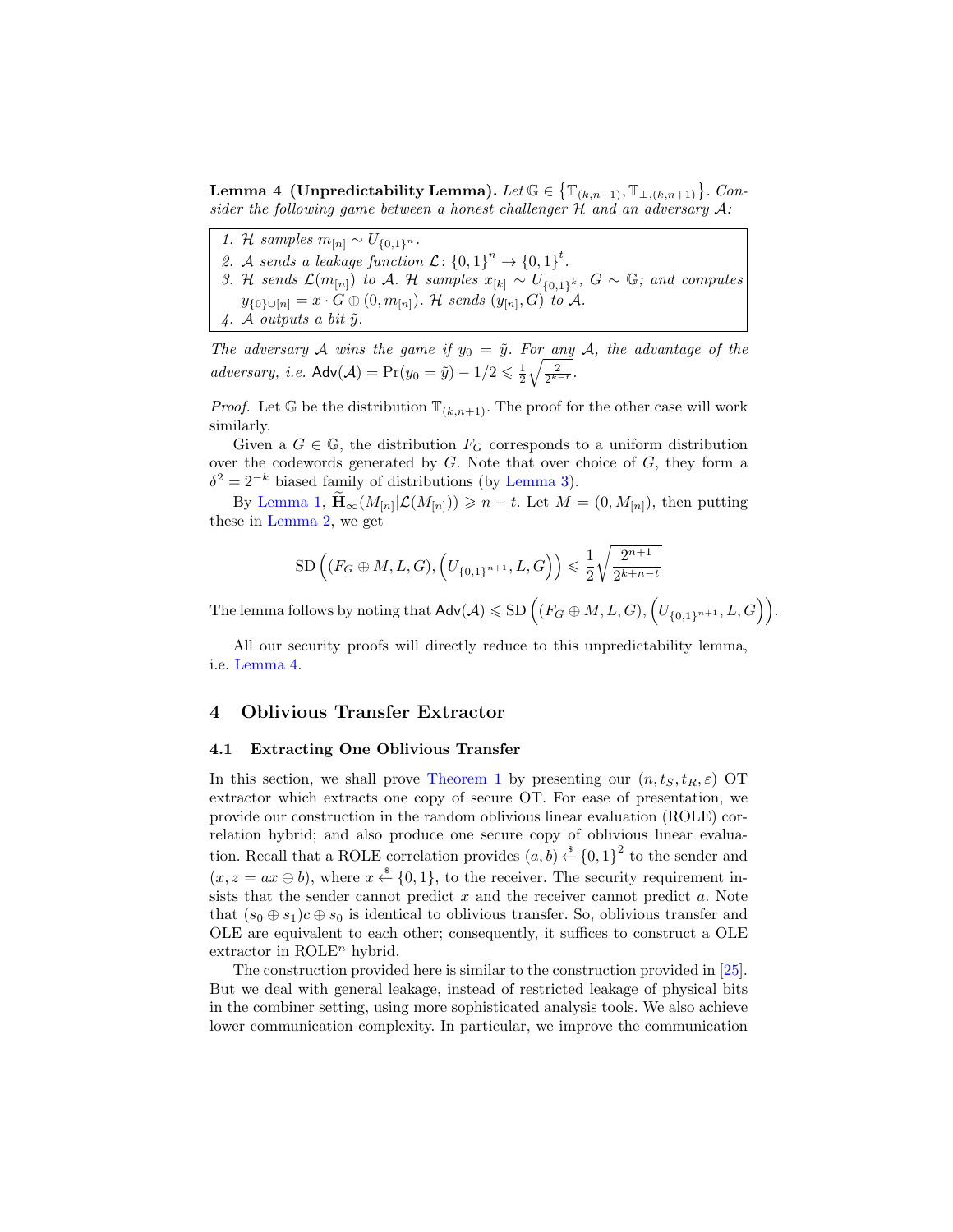**Lemma 4 (Unpredictability Lemma).** *Let $\mathbb{G} \in \left\{\mathbb{T}_{(k,n+1)}, \mathbb{T}_{\perp,(k,n+1)}\right\}$. Consider the following game between a honest challenger $\mathcal{H}$ and an adversary $\mathcal{A}$:*

> 1. *$\mathcal{H}$ samples $m_{[n]} \sim U_{\{0,1\}^n}$.*
> 2. *$\mathcal{A}$ sends a leakage function $\mathcal{L}\colon \{0,1\}^n \to \{0,1\}^t$.*
> 3. *$\mathcal{H}$ sends $\mathcal{L}(m_{[n]})$ to $\mathcal{A}$. $\mathcal{H}$ samples $x_{[k]} \sim U_{\{0,1\}^k}$, $G \sim \mathbb{G}$; and computes $y_{\{0\}\cup[n]} = x \cdot G \oplus (0, m_{[n]})$. $\mathcal{H}$ sends $(y_{[n]}, G)$ to $\mathcal{A}$.*
> 4. *$\mathcal{A}$ outputs a bit $\tilde{y}$.*

*The adversary $\mathcal{A}$ wins the game if $y_0 = \tilde{y}$. For any $\mathcal{A}$, the advantage of the adversary, i.e. $\mathsf{Adv}(\mathcal{A}) = \Pr(y_0 = \tilde{y}) - 1/2 \leqslant \frac{1}{2}\sqrt{\frac{2}{2^{k-t}}}$.*

*Proof.* Let $\mathbb{G}$ be the distribution $\mathbb{T}_{(k,n+1)}$. The proof for the other case will work similarly.

Given a $G \in \mathbb{G}$, the distribution $F_G$ corresponds to a uniform distribution over the codewords generated by $G$. Note that over choice of $G$, they form a $\delta^2 = 2^{-k}$ biased family of distributions (by Lemma 3).

By Lemma 1, $\widetilde{\mathbf{H}}_\infty(M_{[n]}|\mathcal{L}(M_{[n]})) \geqslant n - t$. Let $M = (0, M_{[n]})$, then putting these in Lemma 2, we get

$$\mathrm{SD}\left((F_G \oplus M, L, G), \left(U_{\{0,1\}^{n+1}}, L, G\right)\right) \leqslant \frac{1}{2}\sqrt{\frac{2^{n+1}}{2^{k+n-t}}}$$

The lemma follows by noting that $\mathsf{Adv}(\mathcal{A}) \leqslant \mathrm{SD}\left((F_G \oplus M, L, G), \left(U_{\{0,1\}^{n+1}}, L, G\right)\right)$.

All our security proofs will directly reduce to this unpredictability lemma, i.e. Lemma 4.

## 4 Oblivious Transfer Extractor

### 4.1 Extracting One Oblivious Transfer

In this section, we shall prove Theorem 1 by presenting our $(n, t_S, t_R, \varepsilon)$ OT extractor which extracts one copy of secure OT. For ease of presentation, we provide our construction in the random oblivious linear evaluation (ROLE) correlation hybrid; and also produce one secure copy of oblivious linear evaluation. Recall that a ROLE correlation provides $(a, b) \xleftarrow{\$} \{0,1\}^2$ to the sender and $(x, z = ax \oplus b)$, where $x \xleftarrow{\$} \{0,1\}$, to the receiver. The security requirement insists that the sender cannot predict $x$ and the receiver cannot predict $a$. Note that $(s_0 \oplus s_1)c \oplus s_0$ is identical to oblivious transfer. So, oblivious transfer and OLE are equivalent to each other; consequently, it suffices to construct a OLE extractor in ROLE$^n$ hybrid.

The construction provided here is similar to the construction provided in [25]. But we deal with general leakage, instead of restricted leakage of physical bits in the combiner setting, using more sophisticated analysis tools. We also achieve lower communication complexity. In particular, we improve the communication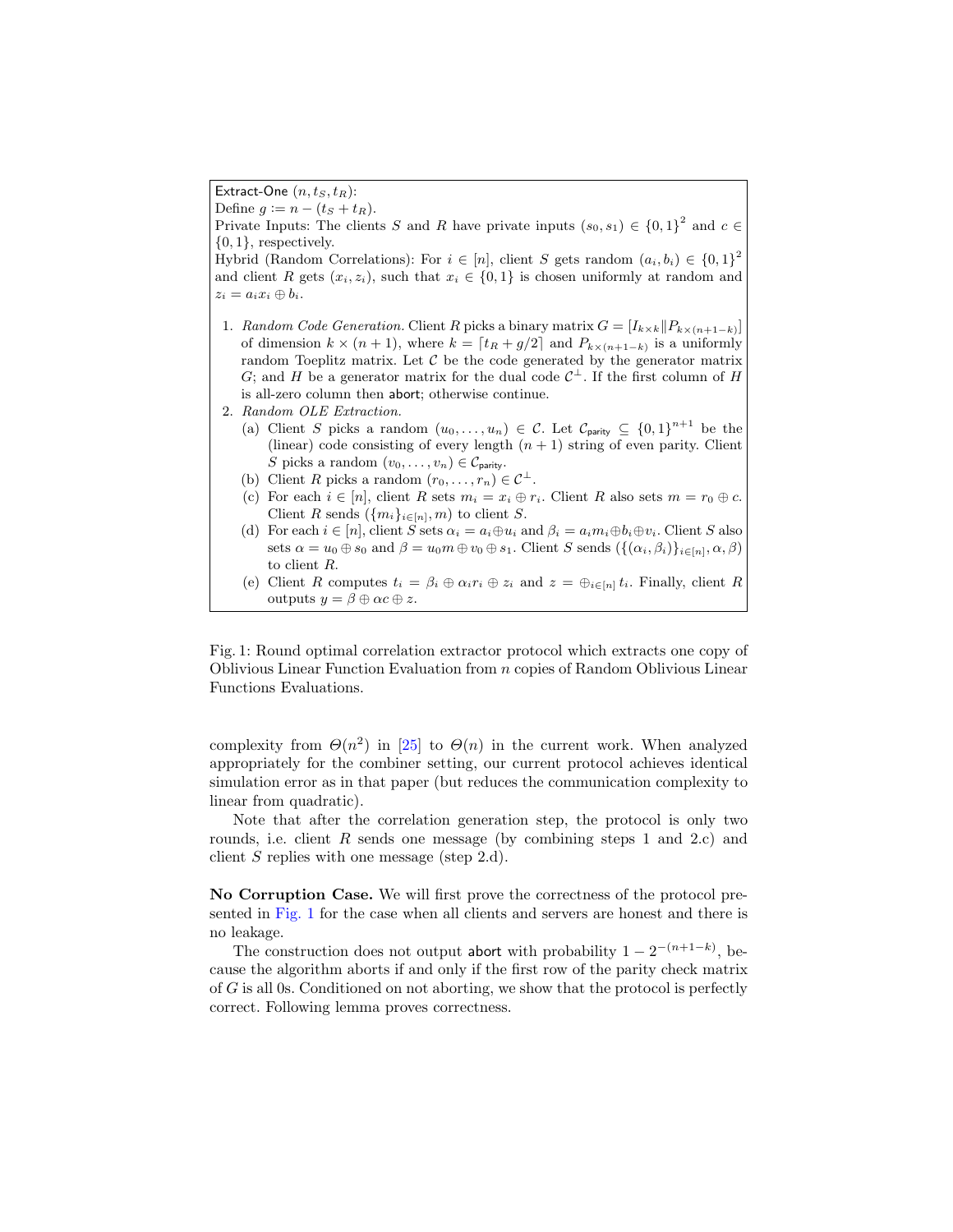Extract-One $(n, t_S, t_R)$:

Define $g := n - (t_S + t_R)$.

Private Inputs: The clients $S$ and $R$ have private inputs $(s_0, s_1) \in \{0,1\}^2$ and $c \in \{0,1\}$, respectively.

Hybrid (Random Correlations): For $i \in [n]$, client $S$ gets random $(a_i, b_i) \in \{0,1\}^2$ and client $R$ gets $(x_i, z_i)$, such that $x_i \in \{0,1\}$ is chosen uniformly at random and $z_i = a_i x_i \oplus b_i$.

1. *Random Code Generation.* Client $R$ picks a binary matrix $G = [I_{k\times k} \| P_{k\times(n+1-k)}]$ of dimension $k \times (n+1)$, where $k = \lceil t_R + g/2 \rceil$ and $P_{k\times(n+1-k)}$ is a uniformly random Toeplitz matrix. Let $\mathcal{C}$ be the code generated by the generator matrix $G$; and $H$ be a generator matrix for the dual code $\mathcal{C}^\perp$. If the first column of $H$ is all-zero column then abort; otherwise continue.
2. *Random OLE Extraction.*
   (a) Client $S$ picks a random $(u_0, \ldots, u_n) \in \mathcal{C}$. Let $\mathcal{C}_{\mathsf{parity}} \subseteq \{0,1\}^{n+1}$ be the (linear) code consisting of every length $(n+1)$ string of even parity. Client $S$ picks a random $(v_0, \ldots, v_n) \in \mathcal{C}_{\mathsf{parity}}$.
   (b) Client $R$ picks a random $(r_0, \ldots, r_n) \in \mathcal{C}^\perp$.
   (c) For each $i \in [n]$, client $R$ sets $m_i = x_i \oplus r_i$. Client $R$ also sets $m = r_0 \oplus c$. Client $R$ sends $(\{m_i\}_{i\in[n]}, m)$ to client $S$.
   (d) For each $i \in [n]$, client $S$ sets $\alpha_i = a_i \oplus u_i$ and $\beta_i = a_i m_i \oplus b_i \oplus v_i$. Client $S$ also sets $\alpha = u_0 \oplus s_0$ and $\beta = u_0 m \oplus v_0 \oplus s_1$. Client $S$ sends $(\{(\alpha_i, \beta_i)\}_{i\in[n]}, \alpha, \beta)$ to client $R$.
   (e) Client $R$ computes $t_i = \beta_i \oplus \alpha_i r_i \oplus z_i$ and $z = \oplus_{i\in[n]} t_i$. Finally, client $R$ outputs $y = \beta \oplus \alpha c \oplus z$.

Fig. 1: Round optimal correlation extractor protocol which extracts one copy of Oblivious Linear Function Evaluation from $n$ copies of Random Oblivious Linear Functions Evaluations.

complexity from $\Theta(n^2)$ in [25] to $\Theta(n)$ in the current work. When analyzed appropriately for the combiner setting, our current protocol achieves identical simulation error as in that paper (but reduces the communication complexity to linear from quadratic).

Note that after the correlation generation step, the protocol is only two rounds, i.e. client $R$ sends one message (by combining steps 1 and 2.c) and client $S$ replies with one message (step 2.d).

**No Corruption Case.** We will first prove the correctness of the protocol presented in Fig. 1 for the case when all clients and servers are honest and there is no leakage.

The construction does not output abort with probability $1 - 2^{-(n+1-k)}$, because the algorithm aborts if and only if the first row of the parity check matrix of $G$ is all 0s. Conditioned on not aborting, we show that the protocol is perfectly correct. Following lemma proves correctness.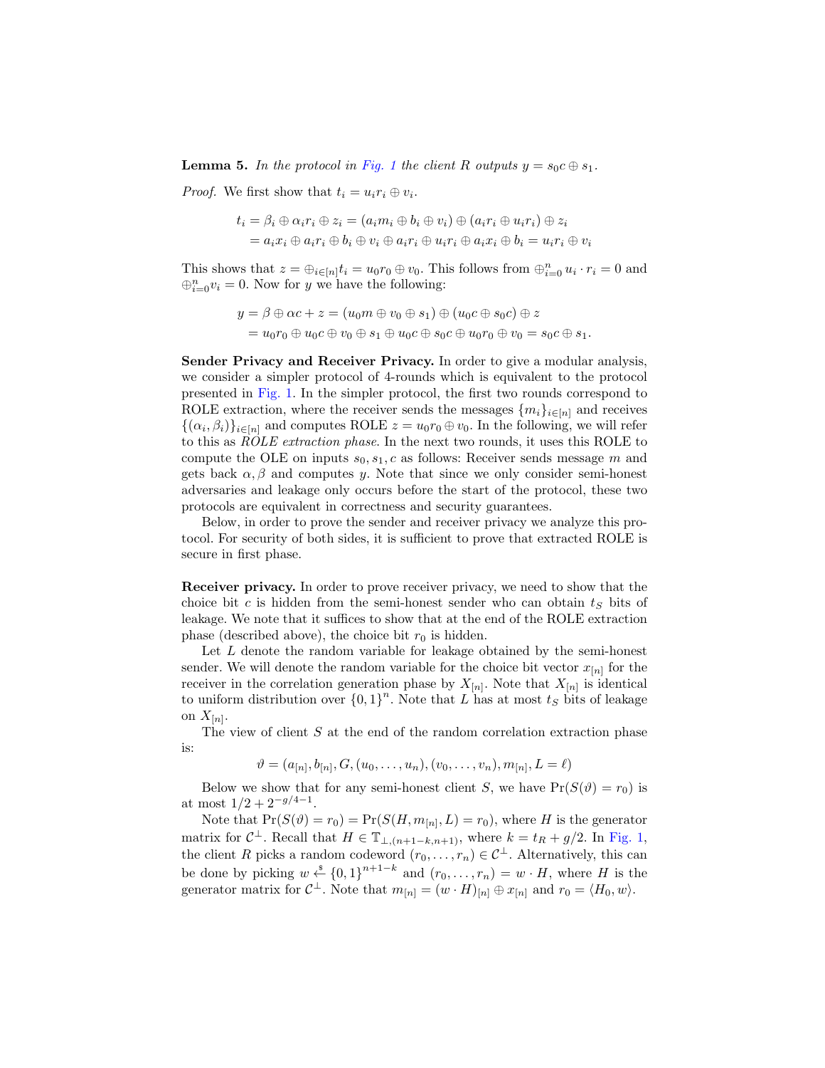**Lemma 5.** *In the protocol in Fig. 1 the client $R$ outputs $y = s_0 c \oplus s_1$.*

*Proof.* We first show that $t_i = u_i r_i \oplus v_i$.

$$\begin{aligned} t_i &= \beta_i \oplus \alpha_i r_i \oplus z_i = (a_i m_i \oplus b_i \oplus v_i) \oplus (a_i r_i \oplus u_i r_i) \oplus z_i \\ &= a_i x_i \oplus a_i r_i \oplus b_i \oplus v_i \oplus a_i r_i \oplus u_i r_i \oplus a_i x_i \oplus b_i = u_i r_i \oplus v_i \end{aligned}$$

This shows that $z = \oplus_{i \in [n]} t_i = u_0 r_0 \oplus v_0$. This follows from $\oplus_{i=0}^{n} u_i \cdot r_i = 0$ and $\oplus_{i=0}^{n} v_i = 0$. Now for $y$ we have the following:

$$\begin{aligned} y &= \beta \oplus \alpha c + z = (u_0 m \oplus v_0 \oplus s_1) \oplus (u_0 c \oplus s_0 c) \oplus z \\ &= u_0 r_0 \oplus u_0 c \oplus v_0 \oplus s_1 \oplus u_0 c \oplus s_0 c \oplus u_0 r_0 \oplus v_0 = s_0 c \oplus s_1. \end{aligned}$$

**Sender Privacy and Receiver Privacy.** In order to give a modular analysis, we consider a simpler protocol of 4-rounds which is equivalent to the protocol presented in Fig. 1. In the simpler protocol, the first two rounds correspond to ROLE extraction, where the receiver sends the messages $\{m_i\}_{i \in [n]}$ and receives $\{(\alpha_i, \beta_i)\}_{i \in [n]}$ and computes ROLE $z = u_0 r_0 \oplus v_0$. In the following, we will refer to this as *ROLE extraction phase*. In the next two rounds, it uses this ROLE to compute the OLE on inputs $s_0, s_1, c$ as follows: Receiver sends message $m$ and gets back $\alpha, \beta$ and computes $y$. Note that since we only consider semi-honest adversaries and leakage only occurs before the start of the protocol, these two protocols are equivalent in correctness and security guarantees.

Below, in order to prove the sender and receiver privacy we analyze this protocol. For security of both sides, it is sufficient to prove that extracted ROLE is secure in first phase.

**Receiver privacy.** In order to prove receiver privacy, we need to show that the choice bit $c$ is hidden from the semi-honest sender who can obtain $t_S$ bits of leakage. We note that it suffices to show that at the end of the ROLE extraction phase (described above), the choice bit $r_0$ is hidden.

Let $L$ denote the random variable for leakage obtained by the semi-honest sender. We will denote the random variable for the choice bit vector $x_{[n]}$ for the receiver in the correlation generation phase by $X_{[n]}$. Note that $X_{[n]}$ is identical to uniform distribution over $\{0,1\}^n$. Note that $L$ has at most $t_S$ bits of leakage on $X_{[n]}$.

The view of client $S$ at the end of the random correlation extraction phase is:

$$\vartheta = (a_{[n]}, b_{[n]}, G, (u_0, \ldots, u_n), (v_0, \ldots, v_n), m_{[n]}, L = \ell)$$

Below we show that for any semi-honest client $S$, we have $\Pr(S(\vartheta) = r_0)$ is at most $1/2 + 2^{-g/4-1}$.

Note that $\Pr(S(\vartheta) = r_0) = \Pr(S(H, m_{[n]}, L) = r_0)$, where $H$ is the generator matrix for $\mathcal{C}^{\perp}$. Recall that $H \in \mathbb{T}_{\perp,(n+1-k,n+1)}$, where $k = t_R + g/2$. In Fig. 1, the client $R$ picks a random codeword $(r_0, \ldots, r_n) \in \mathcal{C}^{\perp}$. Alternatively, this can be done by picking $w \xleftarrow{\$} \{0,1\}^{n+1-k}$ and $(r_0, \ldots, r_n) = w \cdot H$, where $H$ is the generator matrix for $\mathcal{C}^{\perp}$. Note that $m_{[n]} = (w \cdot H)_{[n]} \oplus x_{[n]}$ and $r_0 = \langle H_0, w \rangle$.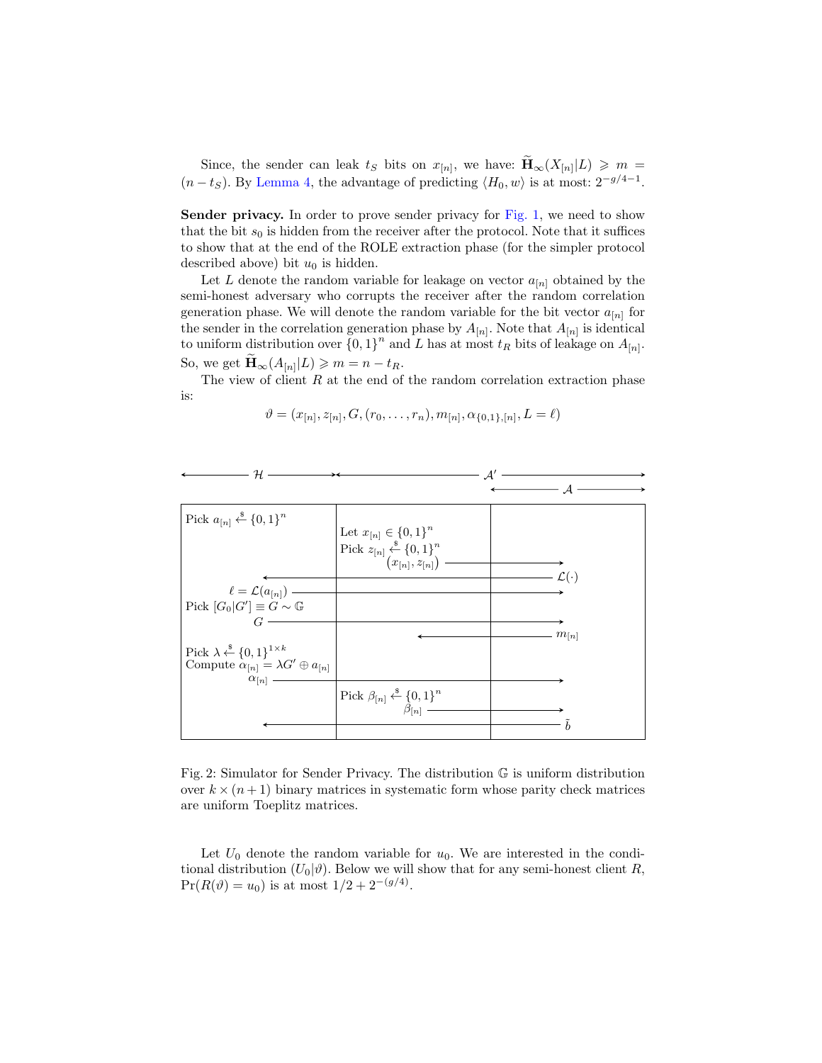Since, the sender can leak $t_S$ bits on $x_{[n]}$, we have: $\widetilde{\mathbf{H}}_\infty(X_{[n]}|L) \geqslant m = (n - t_S)$. By Lemma 4, the advantage of predicting $\langle H_0, w\rangle$ is at most: $2^{-g/4-1}$.

**Sender privacy.** In order to prove sender privacy for Fig. 1, we need to show that the bit $s_0$ is hidden from the receiver after the protocol. Note that it suffices to show that at the end of the ROLE extraction phase (for the simpler protocol described above) bit $u_0$ is hidden.

Let $L$ denote the random variable for leakage on vector $a_{[n]}$ obtained by the semi-honest adversary who corrupts the receiver after the random correlation generation phase. We will denote the random variable for the bit vector $a_{[n]}$ for the sender in the correlation generation phase by $A_{[n]}$. Note that $A_{[n]}$ is identical to uniform distribution over $\{0,1\}^n$ and $L$ has at most $t_R$ bits of leakage on $A_{[n]}$. So, we get $\widetilde{\mathbf{H}}_\infty(A_{[n]}|L) \geqslant m = n - t_R$.

The view of client $R$ at the end of the random correlation extraction phase is:

$$\vartheta = (x_{[n]}, z_{[n]}, G, (r_0, \dots, r_n), m_{[n]}, \alpha_{\{0,1\},[n]}, L = \ell)$$

| $\mathcal{H}$ | $\mathcal{A}'$ | $\mathcal{A}$ |
|---|---|---|
| Pick $a_{[n]} \xleftarrow{\$} \{0,1\}^n$ | Let $x_{[n]} \in \{0,1\}^n$; Pick $z_{[n]} \xleftarrow{\$} \{0,1\}^n$; $(x_{[n]}, z_{[n]}) \rightarrow$ | |
| $\leftarrow$ | | $\mathcal{L}(\cdot)$ |
| $\ell = \mathcal{L}(a_{[n]}) \rightarrow$ | | |
| Pick $[G_0 \vert G'] \equiv G \sim \mathbb{G}$; $G \rightarrow$ | | |
| | $\leftarrow$ | $m_{[n]}$ |
| Pick $\lambda \xleftarrow{\$} \{0,1\}^{1\times k}$; Compute $\alpha_{[n]} = \lambda G' \oplus a_{[n]}$; $\alpha_{[n]} \rightarrow$ | | |
| | Pick $\beta_{[n]} \xleftarrow{\$} \{0,1\}^n$; $\beta_{[n]} \rightarrow$ | |
| $\leftarrow$ | | $\tilde{b}$ |

Fig. 2: Simulator for Sender Privacy. The distribution $\mathbb{G}$ is uniform distribution over $k \times (n+1)$ binary matrices in systematic form whose parity check matrices are uniform Toeplitz matrices.

Let $U_0$ denote the random variable for $u_0$. We are interested in the conditional distribution $(U_0|\vartheta)$. Below we will show that for any semi-honest client $R$, $\Pr(R(\vartheta) = u_0)$ is at most $1/2 + 2^{-(g/4)}$.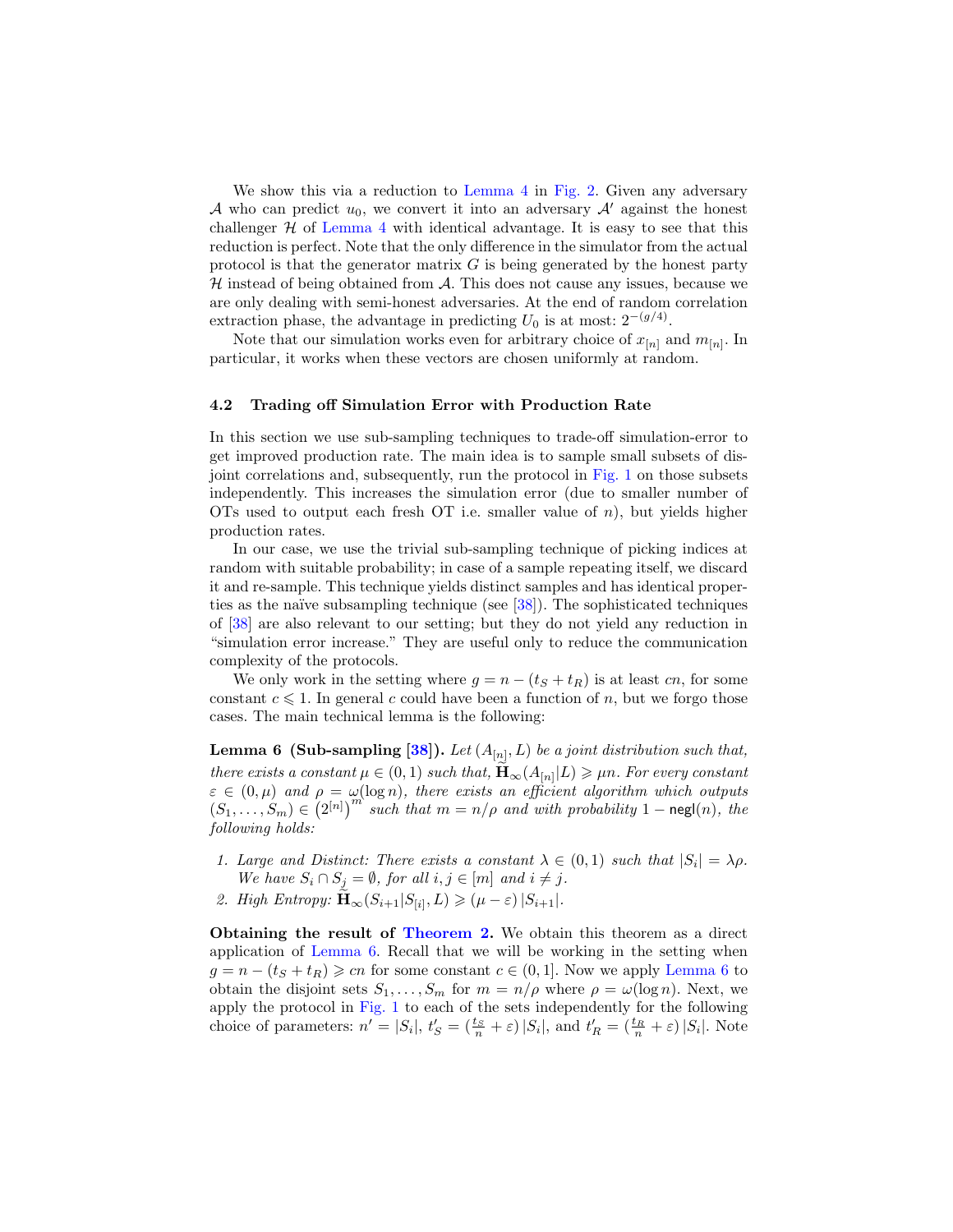We show this via a reduction to Lemma 4 in Fig. 2. Given any adversary $\mathcal{A}$ who can predict $u_0$, we convert it into an adversary $\mathcal{A}'$ against the honest challenger $\mathcal{H}$ of Lemma 4 with identical advantage. It is easy to see that this reduction is perfect. Note that the only difference in the simulator from the actual protocol is that the generator matrix $G$ is being generated by the honest party $\mathcal{H}$ instead of being obtained from $\mathcal{A}$. This does not cause any issues, because we are only dealing with semi-honest adversaries. At the end of random correlation extraction phase, the advantage in predicting $U_0$ is at most: $2^{-(g/4)}$.

Note that our simulation works even for arbitrary choice of $x_{[n]}$ and $m_{[n]}$. In particular, it works when these vectors are chosen uniformly at random.

### 4.2 Trading off Simulation Error with Production Rate

In this section we use sub-sampling techniques to trade-off simulation-error to get improved production rate. The main idea is to sample small subsets of disjoint correlations and, subsequently, run the protocol in Fig. 1 on those subsets independently. This increases the simulation error (due to smaller number of OTs used to output each fresh OT i.e. smaller value of $n$), but yields higher production rates.

In our case, we use the trivial sub-sampling technique of picking indices at random with suitable probability; in case of a sample repeating itself, we discard it and re-sample. This technique yields distinct samples and has identical properties as the naïve subsampling technique (see [38]). The sophisticated techniques of [38] are also relevant to our setting; but they do not yield any reduction in "simulation error increase." They are useful only to reduce the communication complexity of the protocols.

We only work in the setting where $g = n - (t_S + t_R)$ is at least $cn$, for some constant $c \leqslant 1$. In general $c$ could have been a function of $n$, but we forgo those cases. The main technical lemma is the following:

**Lemma 6 (Sub-sampling [38]).** *Let $(A_{[n]}, L)$ be a joint distribution such that, there exists a constant $\mu \in (0,1)$ such that, $\widetilde{\mathbf{H}}_\infty(A_{[n]}|L) \geqslant \mu n$. For every constant $\varepsilon \in (0, \mu)$ and $\rho = \omega(\log n)$, there exists an efficient algorithm which outputs $(S_1, \ldots, S_m) \in \left(2^{[n]}\right)^m$ such that $m = n/\rho$ and with probability $1 - \mathsf{negl}(n)$, the following holds:*

1. *Large and Distinct: There exists a constant $\lambda \in (0,1)$ such that $|S_i| = \lambda\rho$. We have $S_i \cap S_j = \emptyset$, for all $i, j \in [m]$ and $i \neq j$.*
2. *High Entropy: $\widetilde{\mathbf{H}}_\infty(S_{i+1}|S_{[i]}, L) \geqslant (\mu - \varepsilon)\,|S_{i+1}|$.*

**Obtaining the result of Theorem 2.** We obtain this theorem as a direct application of Lemma 6. Recall that we will be working in the setting when $g = n - (t_S + t_R) \geqslant cn$ for some constant $c \in (0,1]$. Now we apply Lemma 6 to obtain the disjoint sets $S_1, \ldots, S_m$ for $m = n/\rho$ where $\rho = \omega(\log n)$. Next, we apply the protocol in Fig. 1 to each of the sets independently for the following choice of parameters: $n' = |S_i|$, $t'_S = (\frac{t_S}{n} + \varepsilon)\,|S_i|$, and $t'_R = (\frac{t_R}{n} + \varepsilon)\,|S_i|$. Note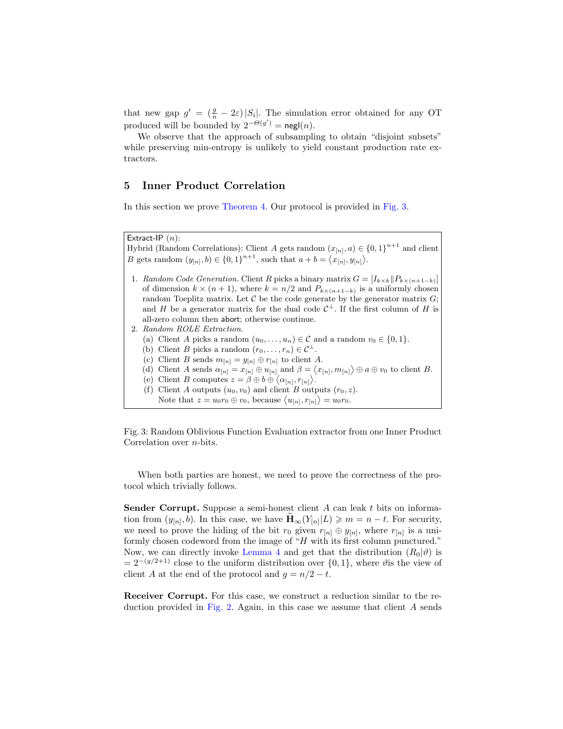that new gap $g' = (\frac{g}{n} - 2\varepsilon)|S_i|$. The simulation error obtained for any OT produced will be bounded by $2^{-\Theta(g')} = \mathsf{negl}(n)$.

We observe that the approach of subsampling to obtain "disjoint subsets" while preserving min-entropy is unlikely to yield constant production rate extractors.

## 5 Inner Product Correlation

In this section we prove Theorem 4. Our protocol is provided in Fig. 3.

---

Extract-IP $(n)$:

Hybrid (Random Correlations): Client $A$ gets random $(x_{[n]}, a) \in \{0,1\}^{n+1}$ and client $B$ gets random $(y_{[n]}, b) \in \{0,1\}^{n+1}$, such that $a + b = \langle x_{[n]}, y_{[n]} \rangle$.

1. *Random Code Generation.* Client $R$ picks a binary matrix $G = [I_{k\times k} \| P_{k\times(n+1-k)}]$ of dimension $k \times (n+1)$, where $k = n/2$ and $P_{k\times(n+1-k)}$ is a uniformly chosen random Toeplitz matrix. Let $\mathcal{C}$ be the code generate by the generator matrix $G$; and $H$ be a generator matrix for the dual code $\mathcal{C}^{\perp}$. If the first column of $H$ is all-zero column then abort; otherwise continue.
2. *Random ROLE Extraction.*
   (a) Client $A$ picks a random $(u_0, \ldots, u_n) \in \mathcal{C}$ and a random $v_0 \in \{0,1\}$.
   (b) Client $B$ picks a random $(r_0, \ldots, r_n) \in \mathcal{C}^{\perp}$.
   (c) Client $B$ sends $m_{[n]} = y_{[n]} \oplus r_{[n]}$ to client $A$.
   (d) Client $A$ sends $\alpha_{[n]} = x_{[n]} \oplus u_{[n]}$ and $\beta = \langle x_{[n]}, m_{[n]} \rangle \oplus a \oplus v_0$ to client $B$.
   (e) Client $B$ computes $z = \beta \oplus b \oplus \langle \alpha_{[n]}, r_{[n]} \rangle$.
   (f) Client $A$ outputs $(u_0, v_0)$ and client $B$ outputs $(r_0, z)$.
   Note that $z = u_0 r_0 \oplus v_0$, because $\langle u_{[n]}, r_{[n]} \rangle = u_0 r_0$.

---

Fig. 3: Random Oblivious Function Evaluation extractor from one Inner Product Correlation over $n$-bits.

When both parties are honest, we need to prove the correctness of the protocol which trivially follows.

**Sender Corrupt.** Suppose a semi-honest client $A$ can leak $t$ bits on information from $(y_{[n]}, b)$. In this case, we have $\widetilde{\mathbf{H}}_\infty(Y_{[n]}|L) \geqslant m = n - t$. For security, we need to prove the hiding of the bit $r_0$ given $r_{[n]} \oplus y_{[n]}$, where $r_{[n]}$ is a uniformly chosen codeword from the image of "$H$ with its first column punctured." Now, we can directly invoke Lemma 4 and get that the distribution $(R_0|\vartheta)$ is $= 2^{-(g/2+1)}$ close to the uniform distribution over $\{0,1\}$, where $\vartheta$is the view of client $A$ at the end of the protocol and $g = n/2 - t$.

**Receiver Corrupt.** For this case, we construct a reduction similar to the reduction provided in Fig. 2. Again, in this case we assume that client $A$ sends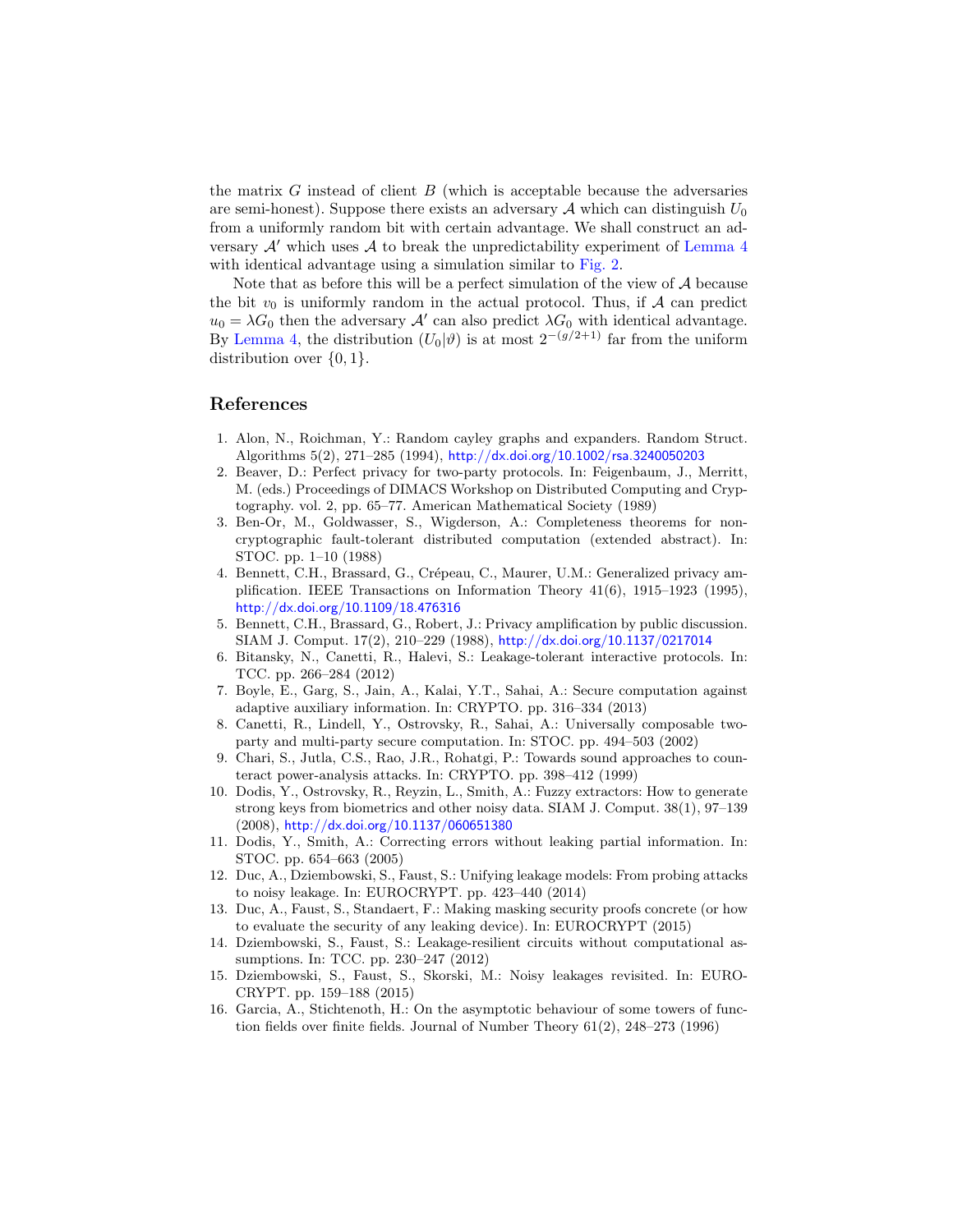the matrix $G$ instead of client $B$ (which is acceptable because the adversaries are semi-honest). Suppose there exists an adversary $\mathcal{A}$ which can distinguish $U_0$ from a uniformly random bit with certain advantage. We shall construct an adversary $\mathcal{A}'$ which uses $\mathcal{A}$ to break the unpredictability experiment of Lemma 4 with identical advantage using a simulation similar to Fig. 2.

Note that as before this will be a perfect simulation of the view of $\mathcal{A}$ because the bit $v_0$ is uniformly random in the actual protocol. Thus, if $\mathcal{A}$ can predict $u_0 = \lambda G_0$ then the adversary $\mathcal{A}'$ can also predict $\lambda G_0$ with identical advantage. By Lemma 4, the distribution $(U_0|\vartheta)$ is at most $2^{-(g/2+1)}$ far from the uniform distribution over $\{0, 1\}$.

## References

1. Alon, N., Roichman, Y.: Random cayley graphs and expanders. Random Struct. Algorithms 5(2), 271–285 (1994), http://dx.doi.org/10.1002/rsa.3240050203
2. Beaver, D.: Perfect privacy for two-party protocols. In: Feigenbaum, J., Merritt, M. (eds.) Proceedings of DIMACS Workshop on Distributed Computing and Cryptography. vol. 2, pp. 65–77. American Mathematical Society (1989)
3. Ben-Or, M., Goldwasser, S., Wigderson, A.: Completeness theorems for non-cryptographic fault-tolerant distributed computation (extended abstract). In: STOC. pp. 1–10 (1988)
4. Bennett, C.H., Brassard, G., Crépeau, C., Maurer, U.M.: Generalized privacy amplification. IEEE Transactions on Information Theory 41(6), 1915–1923 (1995), http://dx.doi.org/10.1109/18.476316
5. Bennett, C.H., Brassard, G., Robert, J.: Privacy amplification by public discussion. SIAM J. Comput. 17(2), 210–229 (1988), http://dx.doi.org/10.1137/0217014
6. Bitansky, N., Canetti, R., Halevi, S.: Leakage-tolerant interactive protocols. In: TCC. pp. 266–284 (2012)
7. Boyle, E., Garg, S., Jain, A., Kalai, Y.T., Sahai, A.: Secure computation against adaptive auxiliary information. In: CRYPTO. pp. 316–334 (2013)
8. Canetti, R., Lindell, Y., Ostrovsky, R., Sahai, A.: Universally composable two-party and multi-party secure computation. In: STOC. pp. 494–503 (2002)
9. Chari, S., Jutla, C.S., Rao, J.R., Rohatgi, P.: Towards sound approaches to counteract power-analysis attacks. In: CRYPTO. pp. 398–412 (1999)
10. Dodis, Y., Ostrovsky, R., Reyzin, L., Smith, A.: Fuzzy extractors: How to generate strong keys from biometrics and other noisy data. SIAM J. Comput. 38(1), 97–139 (2008), http://dx.doi.org/10.1137/060651380
11. Dodis, Y., Smith, A.: Correcting errors without leaking partial information. In: STOC. pp. 654–663 (2005)
12. Duc, A., Dziembowski, S., Faust, S.: Unifying leakage models: From probing attacks to noisy leakage. In: EUROCRYPT. pp. 423–440 (2014)
13. Duc, A., Faust, S., Standaert, F.: Making masking security proofs concrete (or how to evaluate the security of any leaking device). In: EUROCRYPT (2015)
14. Dziembowski, S., Faust, S.: Leakage-resilient circuits without computational assumptions. In: TCC. pp. 230–247 (2012)
15. Dziembowski, S., Faust, S., Skorski, M.: Noisy leakages revisited. In: EUROCRYPT. pp. 159–188 (2015)
16. Garcia, A., Stichtenoth, H.: On the asymptotic behaviour of some towers of function fields over finite fields. Journal of Number Theory 61(2), 248–273 (1996)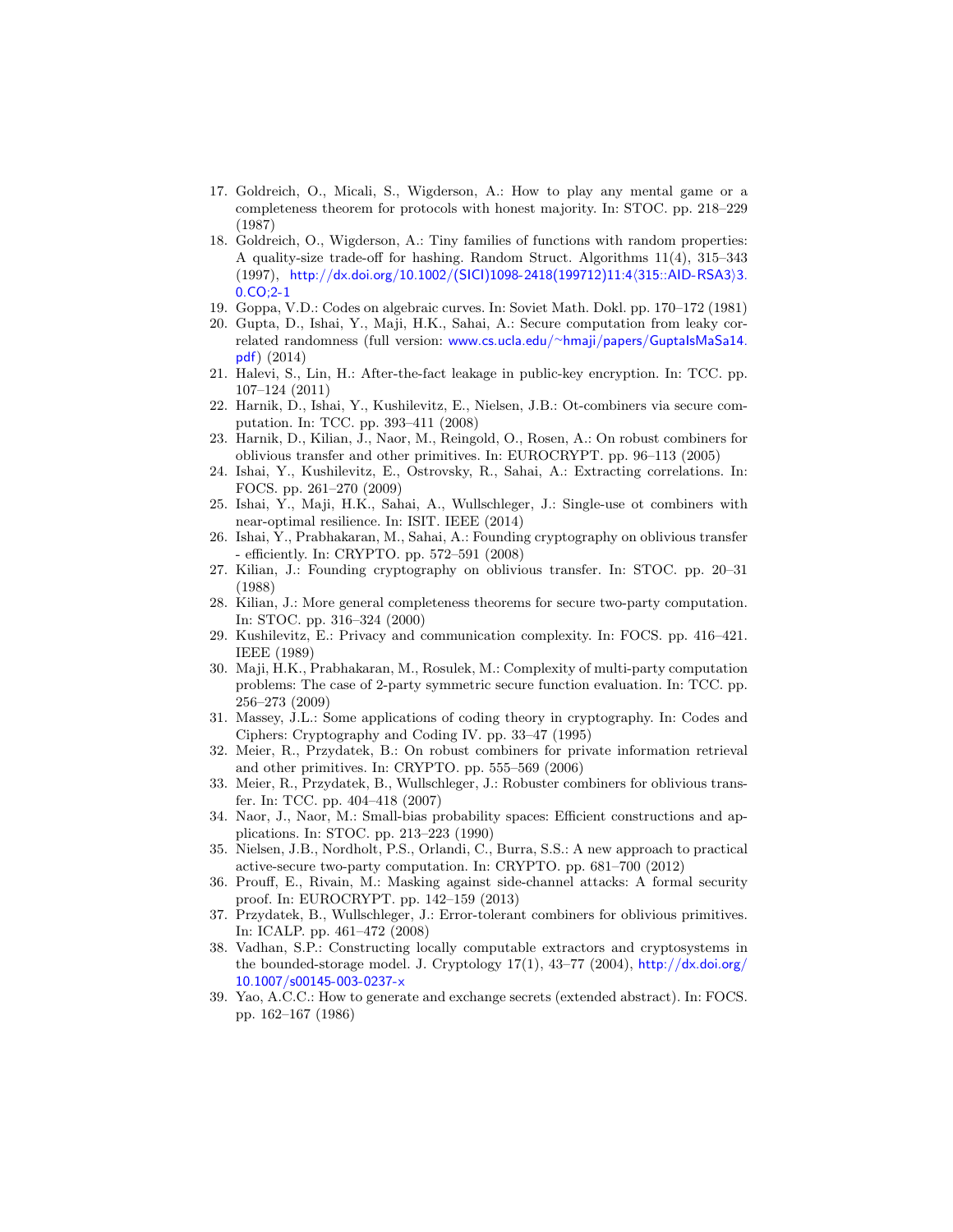17. Goldreich, O., Micali, S., Wigderson, A.: How to play any mental game or a completeness theorem for protocols with honest majority. In: STOC. pp. 218–229 (1987)
18. Goldreich, O., Wigderson, A.: Tiny families of functions with random properties: A quality-size trade-off for hashing. Random Struct. Algorithms 11(4), 315–343 (1997), http://dx.doi.org/10.1002/(SICI)1098-2418(199712)11:4⟨315::AID-RSA3⟩3.0.CO;2-1
19. Goppa, V.D.: Codes on algebraic curves. In: Soviet Math. Dokl. pp. 170–172 (1981)
20. Gupta, D., Ishai, Y., Maji, H.K., Sahai, A.: Secure computation from leaky correlated randomness (full version: www.cs.ucla.edu/~hmaji/papers/GuptaIsMaSa14.pdf) (2014)
21. Halevi, S., Lin, H.: After-the-fact leakage in public-key encryption. In: TCC. pp. 107–124 (2011)
22. Harnik, D., Ishai, Y., Kushilevitz, E., Nielsen, J.B.: Ot-combiners via secure computation. In: TCC. pp. 393–411 (2008)
23. Harnik, D., Kilian, J., Naor, M., Reingold, O., Rosen, A.: On robust combiners for oblivious transfer and other primitives. In: EUROCRYPT. pp. 96–113 (2005)
24. Ishai, Y., Kushilevitz, E., Ostrovsky, R., Sahai, A.: Extracting correlations. In: FOCS. pp. 261–270 (2009)
25. Ishai, Y., Maji, H.K., Sahai, A., Wullschleger, J.: Single-use ot combiners with near-optimal resilience. In: ISIT. IEEE (2014)
26. Ishai, Y., Prabhakaran, M., Sahai, A.: Founding cryptography on oblivious transfer - efficiently. In: CRYPTO. pp. 572–591 (2008)
27. Kilian, J.: Founding cryptography on oblivious transfer. In: STOC. pp. 20–31 (1988)
28. Kilian, J.: More general completeness theorems for secure two-party computation. In: STOC. pp. 316–324 (2000)
29. Kushilevitz, E.: Privacy and communication complexity. In: FOCS. pp. 416–421. IEEE (1989)
30. Maji, H.K., Prabhakaran, M., Rosulek, M.: Complexity of multi-party computation problems: The case of 2-party symmetric secure function evaluation. In: TCC. pp. 256–273 (2009)
31. Massey, J.L.: Some applications of coding theory in cryptography. In: Codes and Ciphers: Cryptography and Coding IV. pp. 33–47 (1995)
32. Meier, R., Przydatek, B.: On robust combiners for private information retrieval and other primitives. In: CRYPTO. pp. 555–569 (2006)
33. Meier, R., Przydatek, B., Wullschleger, J.: Robuster combiners for oblivious transfer. In: TCC. pp. 404–418 (2007)
34. Naor, J., Naor, M.: Small-bias probability spaces: Efficient constructions and applications. In: STOC. pp. 213–223 (1990)
35. Nielsen, J.B., Nordholt, P.S., Orlandi, C., Burra, S.S.: A new approach to practical active-secure two-party computation. In: CRYPTO. pp. 681–700 (2012)
36. Prouff, E., Rivain, M.: Masking against side-channel attacks: A formal security proof. In: EUROCRYPT. pp. 142–159 (2013)
37. Przydatek, B., Wullschleger, J.: Error-tolerant combiners for oblivious primitives. In: ICALP. pp. 461–472 (2008)
38. Vadhan, S.P.: Constructing locally computable extractors and cryptosystems in the bounded-storage model. J. Cryptology 17(1), 43–77 (2004), http://dx.doi.org/10.1007/s00145-003-0237-x
39. Yao, A.C.C.: How to generate and exchange secrets (extended abstract). In: FOCS. pp. 162–167 (1986)